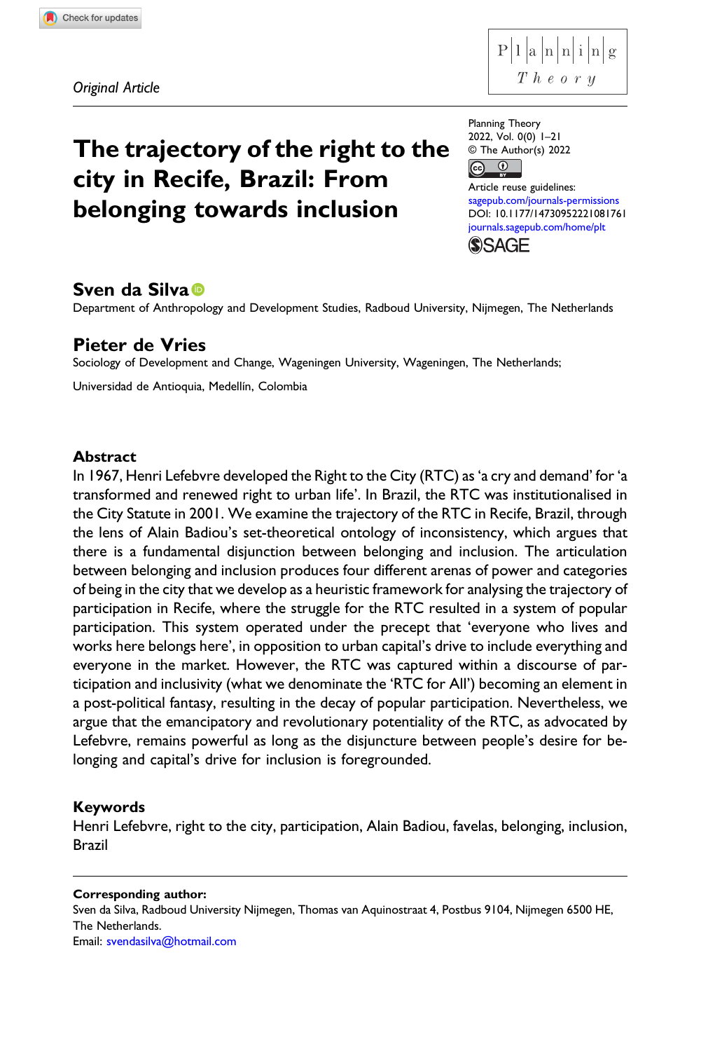Original Article

# The trajectory of the right to the city in Recife, Brazil: From belonging towards inclusion

Planning Theory
2022, Vol. 0(0) 1–21
© The Author(s) 2022
Article reuse guidelines:
sagepub.com/journals-permissions
DOI: 10.1177/14730952221081761
journals.sagepub.com/home/plt

**Sven da Silva**
Department of Anthropology and Development Studies, Radboud University, Nijmegen, The Netherlands

**Pieter de Vries**
Sociology of Development and Change, Wageningen University, Wageningen, The Netherlands;
Universidad de Antioquia, Medellín, Colombia

## Abstract

In 1967, Henri Lefebvre developed the Right to the City (RTC) as 'a cry and demand' for 'a transformed and renewed right to urban life'. In Brazil, the RTC was institutionalised in the City Statute in 2001. We examine the trajectory of the RTC in Recife, Brazil, through the lens of Alain Badiou's set-theoretical ontology of inconsistency, which argues that there is a fundamental disjunction between belonging and inclusion. The articulation between belonging and inclusion produces four different arenas of power and categories of being in the city that we develop as a heuristic framework for analysing the trajectory of participation in Recife, where the struggle for the RTC resulted in a system of popular participation. This system operated under the precept that 'everyone who lives and works here belongs here', in opposition to urban capital's drive to include everything and everyone in the market. However, the RTC was captured within a discourse of participation and inclusivity (what we denominate the 'RTC for All') becoming an element in a post-political fantasy, resulting in the decay of popular participation. Nevertheless, we argue that the emancipatory and revolutionary potentiality of the RTC, as advocated by Lefebvre, remains powerful as long as the disjuncture between people's desire for belonging and capital's drive for inclusion is foregrounded.

## Keywords

Henri Lefebvre, right to the city, participation, Alain Badiou, favelas, belonging, inclusion, Brazil

**Corresponding author:**
Sven da Silva, Radboud University Nijmegen, Thomas van Aquinostraat 4, Postbus 9104, Nijmegen 6500 HE, The Netherlands.
Email: svendasilva@hotmail.com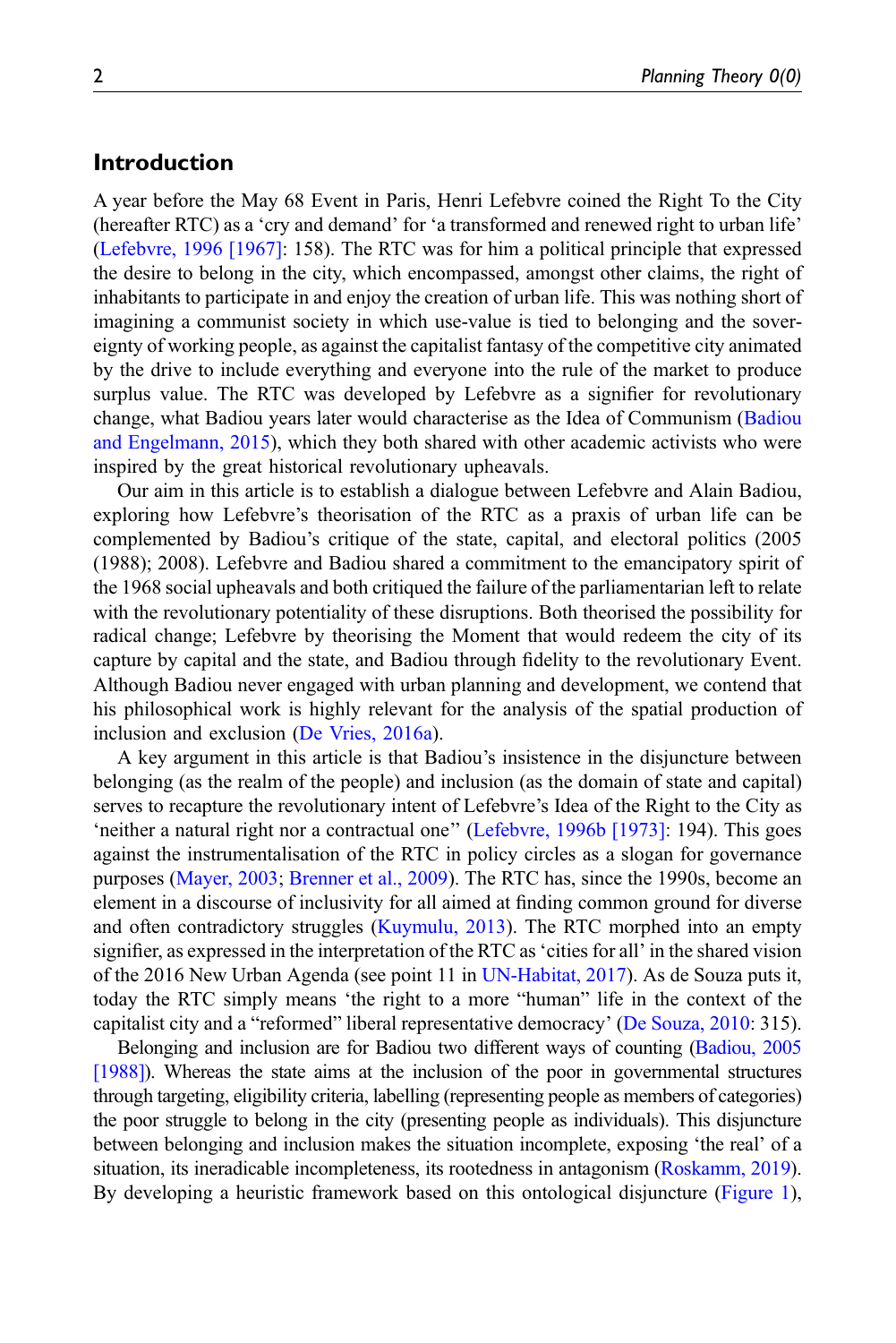## Introduction

A year before the May 68 Event in Paris, Henri Lefebvre coined the Right To the City (hereafter RTC) as a 'cry and demand' for 'a transformed and renewed right to urban life' (Lefebvre, 1996 [1967]: 158). The RTC was for him a political principle that expressed the desire to belong in the city, which encompassed, amongst other claims, the right of inhabitants to participate in and enjoy the creation of urban life. This was nothing short of imagining a communist society in which use-value is tied to belonging and the sovereignty of working people, as against the capitalist fantasy of the competitive city animated by the drive to include everything and everyone into the rule of the market to produce surplus value. The RTC was developed by Lefebvre as a signifier for revolutionary change, what Badiou years later would characterise as the Idea of Communism (Badiou and Engelmann, 2015), which they both shared with other academic activists who were inspired by the great historical revolutionary upheavals.

Our aim in this article is to establish a dialogue between Lefebvre and Alain Badiou, exploring how Lefebvre's theorisation of the RTC as a praxis of urban life can be complemented by Badiou's critique of the state, capital, and electoral politics (2005 (1988); 2008). Lefebvre and Badiou shared a commitment to the emancipatory spirit of the 1968 social upheavals and both critiqued the failure of the parliamentarian left to relate with the revolutionary potentiality of these disruptions. Both theorised the possibility for radical change; Lefebvre by theorising the Moment that would redeem the city of its capture by capital and the state, and Badiou through fidelity to the revolutionary Event. Although Badiou never engaged with urban planning and development, we contend that his philosophical work is highly relevant for the analysis of the spatial production of inclusion and exclusion (De Vries, 2016a).

A key argument in this article is that Badiou's insistence in the disjuncture between belonging (as the realm of the people) and inclusion (as the domain of state and capital) serves to recapture the revolutionary intent of Lefebvre's Idea of the Right to the City as 'neither a natural right nor a contractual one" (Lefebvre, 1996b [1973]: 194). This goes against the instrumentalisation of the RTC in policy circles as a slogan for governance purposes (Mayer, 2003; Brenner et al., 2009). The RTC has, since the 1990s, become an element in a discourse of inclusivity for all aimed at finding common ground for diverse and often contradictory struggles (Kuymulu, 2013). The RTC morphed into an empty signifier, as expressed in the interpretation of the RTC as 'cities for all' in the shared vision of the 2016 New Urban Agenda (see point 11 in UN-Habitat, 2017). As de Souza puts it, today the RTC simply means 'the right to a more "human" life in the context of the capitalist city and a "reformed" liberal representative democracy' (De Souza, 2010: 315).

Belonging and inclusion are for Badiou two different ways of counting (Badiou, 2005 [1988]). Whereas the state aims at the inclusion of the poor in governmental structures through targeting, eligibility criteria, labelling (representing people as members of categories) the poor struggle to belong in the city (presenting people as individuals). This disjuncture between belonging and inclusion makes the situation incomplete, exposing 'the real' of a situation, its ineradicable incompleteness, its rootedness in antagonism (Roskamm, 2019). By developing a heuristic framework based on this ontological disjuncture (Figure 1),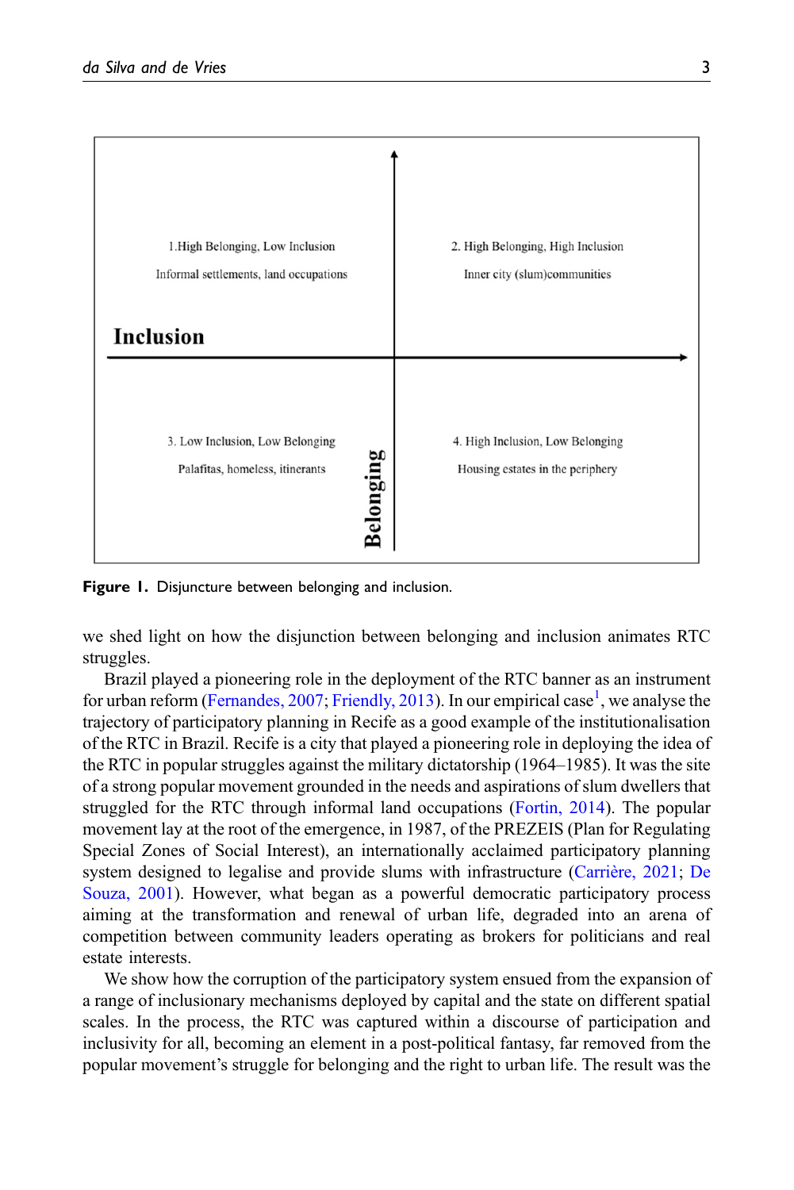1.High Belonging, Low Inclusion

Informal settlements, land occupations

2. High Belonging, High Inclusion

Inner city (slum)communities

Inclusion

3. Low Inclusion, Low Belonging

Palafitas, homeless, itinerants

4. High Inclusion, Low Belonging

Housing estates in the periphery

Belonging

**Figure 1.** Disjuncture between belonging and inclusion.

we shed light on how the disjunction between belonging and inclusion animates RTC struggles.

Brazil played a pioneering role in the deployment of the RTC banner as an instrument for urban reform (Fernandes, 2007; Friendly, 2013). In our empirical case[1], we analyse the trajectory of participatory planning in Recife as a good example of the institutionalisation of the RTC in Brazil. Recife is a city that played a pioneering role in deploying the idea of the RTC in popular struggles against the military dictatorship (1964–1985). It was the site of a strong popular movement grounded in the needs and aspirations of slum dwellers that struggled for the RTC through informal land occupations (Fortin, 2014). The popular movement lay at the root of the emergence, in 1987, of the PREZEIS (Plan for Regulating Special Zones of Social Interest), an internationally acclaimed participatory planning system designed to legalise and provide slums with infrastructure (Carrière, 2021; De Souza, 2001). However, what began as a powerful democratic participatory process aiming at the transformation and renewal of urban life, degraded into an arena of competition between community leaders operating as brokers for politicians and real estate interests.

We show how the corruption of the participatory system ensued from the expansion of a range of inclusionary mechanisms deployed by capital and the state on different spatial scales. In the process, the RTC was captured within a discourse of participation and inclusivity for all, becoming an element in a post-political fantasy, far removed from the popular movement's struggle for belonging and the right to urban life. The result was the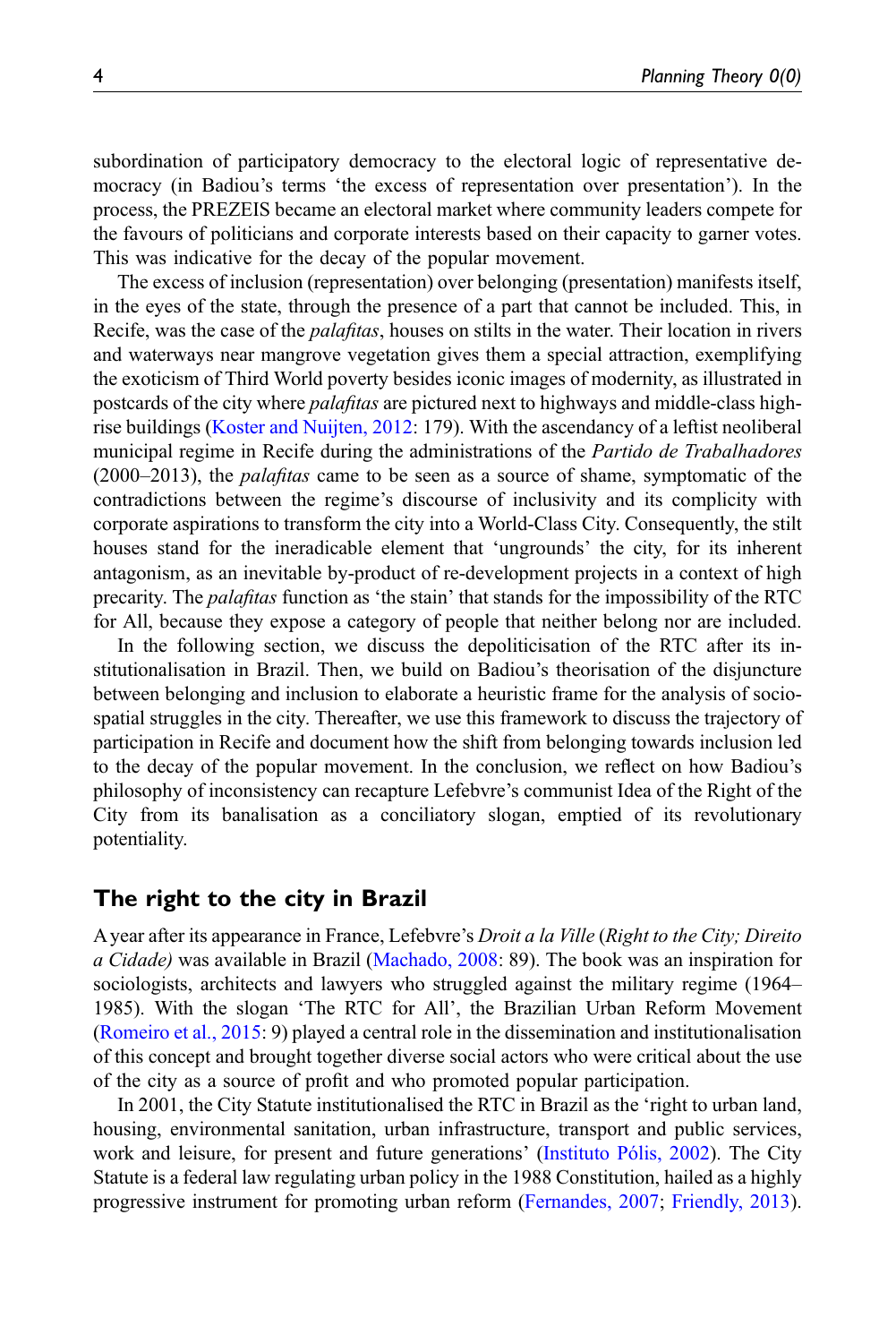subordination of participatory democracy to the electoral logic of representative democracy (in Badiou's terms 'the excess of representation over presentation'). In the process, the PREZEIS became an electoral market where community leaders compete for the favours of politicians and corporate interests based on their capacity to garner votes. This was indicative for the decay of the popular movement.

The excess of inclusion (representation) over belonging (presentation) manifests itself, in the eyes of the state, through the presence of a part that cannot be included. This, in Recife, was the case of the *palafitas*, houses on stilts in the water. Their location in rivers and waterways near mangrove vegetation gives them a special attraction, exemplifying the exoticism of Third World poverty besides iconic images of modernity, as illustrated in postcards of the city where *palafitas* are pictured next to highways and middle-class high-rise buildings (Koster and Nuijten, 2012: 179). With the ascendancy of a leftist neoliberal municipal regime in Recife during the administrations of the *Partido de Trabalhadores* (2000–2013), the *palafitas* came to be seen as a source of shame, symptomatic of the contradictions between the regime's discourse of inclusivity and its complicity with corporate aspirations to transform the city into a World-Class City. Consequently, the stilt houses stand for the ineradicable element that 'ungrounds' the city, for its inherent antagonism, as an inevitable by-product of re-development projects in a context of high precarity. The *palafitas* function as 'the stain' that stands for the impossibility of the RTC for All, because they expose a category of people that neither belong nor are included.

In the following section, we discuss the depoliticisation of the RTC after its institutionalisation in Brazil. Then, we build on Badiou's theorisation of the disjuncture between belonging and inclusion to elaborate a heuristic frame for the analysis of socio-spatial struggles in the city. Thereafter, we use this framework to discuss the trajectory of participation in Recife and document how the shift from belonging towards inclusion led to the decay of the popular movement. In the conclusion, we reflect on how Badiou's philosophy of inconsistency can recapture Lefebvre's communist Idea of the Right of the City from its banalisation as a conciliatory slogan, emptied of its revolutionary potentiality.

## The right to the city in Brazil

A year after its appearance in France, Lefebvre's *Droit a la Ville* (*Right to the City; Direito a Cidade)* was available in Brazil (Machado, 2008: 89). The book was an inspiration for sociologists, architects and lawyers who struggled against the military regime (1964–1985). With the slogan 'The RTC for All', the Brazilian Urban Reform Movement (Romeiro et al., 2015: 9) played a central role in the dissemination and institutionalisation of this concept and brought together diverse social actors who were critical about the use of the city as a source of profit and who promoted popular participation.

In 2001, the City Statute institutionalised the RTC in Brazil as the 'right to urban land, housing, environmental sanitation, urban infrastructure, transport and public services, work and leisure, for present and future generations' (Instituto Pólis, 2002). The City Statute is a federal law regulating urban policy in the 1988 Constitution, hailed as a highly progressive instrument for promoting urban reform (Fernandes, 2007; Friendly, 2013).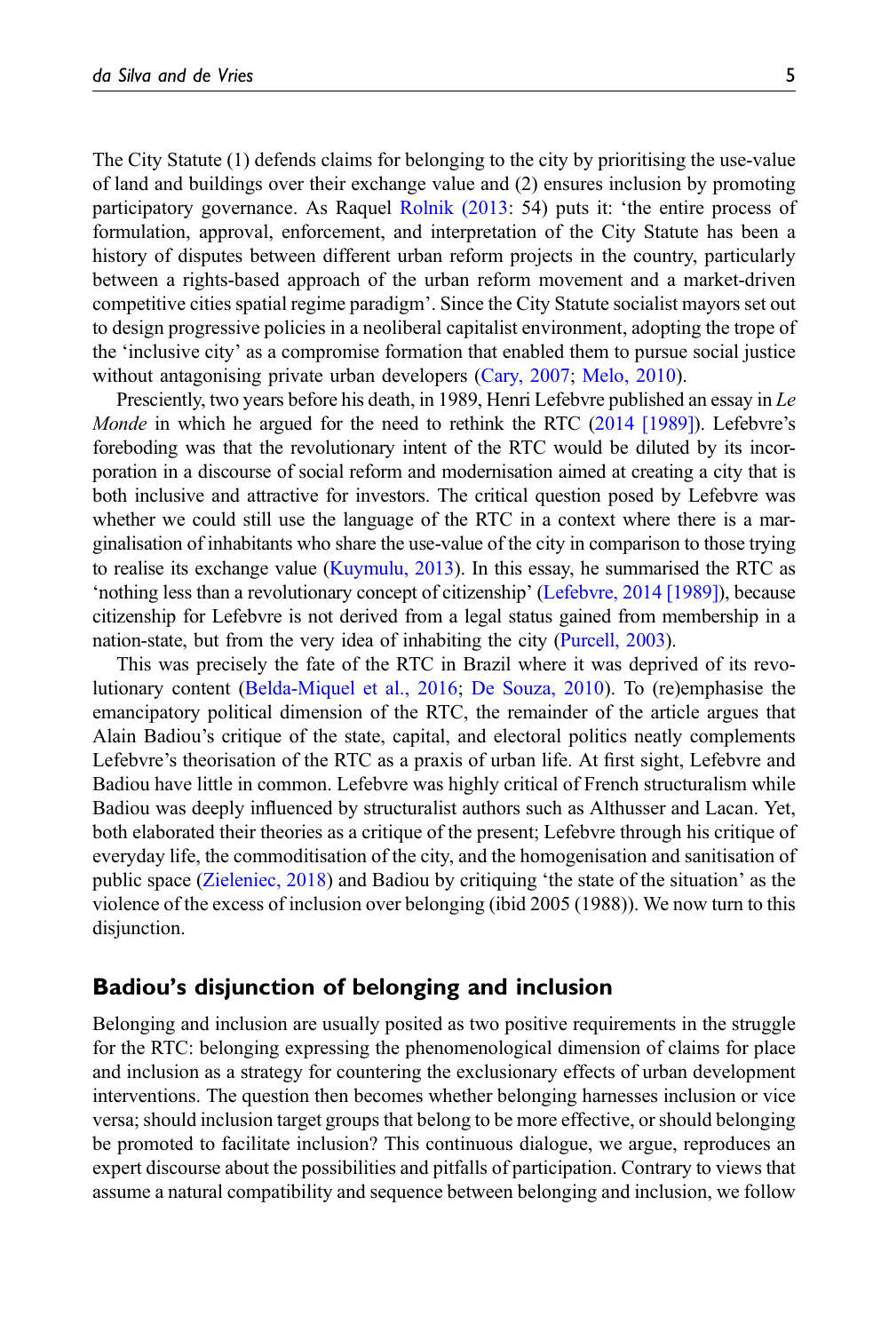The City Statute (1) defends claims for belonging to the city by prioritising the use-value of land and buildings over their exchange value and (2) ensures inclusion by promoting participatory governance. As Raquel Rolnik (2013: 54) puts it: 'the entire process of formulation, approval, enforcement, and interpretation of the City Statute has been a history of disputes between different urban reform projects in the country, particularly between a rights-based approach of the urban reform movement and a market-driven competitive cities spatial regime paradigm'. Since the City Statute socialist mayors set out to design progressive policies in a neoliberal capitalist environment, adopting the trope of the 'inclusive city' as a compromise formation that enabled them to pursue social justice without antagonising private urban developers (Cary, 2007; Melo, 2010).

Presciently, two years before his death, in 1989, Henri Lefebvre published an essay in *Le Monde* in which he argued for the need to rethink the RTC (2014 [1989]). Lefebvre's foreboding was that the revolutionary intent of the RTC would be diluted by its incorporation in a discourse of social reform and modernisation aimed at creating a city that is both inclusive and attractive for investors. The critical question posed by Lefebvre was whether we could still use the language of the RTC in a context where there is a marginalisation of inhabitants who share the use-value of the city in comparison to those trying to realise its exchange value (Kuymulu, 2013). In this essay, he summarised the RTC as 'nothing less than a revolutionary concept of citizenship' (Lefebvre, 2014 [1989]), because citizenship for Lefebvre is not derived from a legal status gained from membership in a nation-state, but from the very idea of inhabiting the city (Purcell, 2003).

This was precisely the fate of the RTC in Brazil where it was deprived of its revolutionary content (Belda-Miquel et al., 2016; De Souza, 2010). To (re)emphasise the emancipatory political dimension of the RTC, the remainder of the article argues that Alain Badiou's critique of the state, capital, and electoral politics neatly complements Lefebvre's theorisation of the RTC as a praxis of urban life. At first sight, Lefebvre and Badiou have little in common. Lefebvre was highly critical of French structuralism while Badiou was deeply influenced by structuralist authors such as Althusser and Lacan. Yet, both elaborated their theories as a critique of the present; Lefebvre through his critique of everyday life, the commoditisation of the city, and the homogenisation and sanitisation of public space (Zieleniec, 2018) and Badiou by critiquing 'the state of the situation' as the violence of the excess of inclusion over belonging (ibid 2005 (1988)). We now turn to this disjunction.

## Badiou's disjunction of belonging and inclusion

Belonging and inclusion are usually posited as two positive requirements in the struggle for the RTC: belonging expressing the phenomenological dimension of claims for place and inclusion as a strategy for countering the exclusionary effects of urban development interventions. The question then becomes whether belonging harnesses inclusion or vice versa; should inclusion target groups that belong to be more effective, or should belonging be promoted to facilitate inclusion? This continuous dialogue, we argue, reproduces an expert discourse about the possibilities and pitfalls of participation. Contrary to views that assume a natural compatibility and sequence between belonging and inclusion, we follow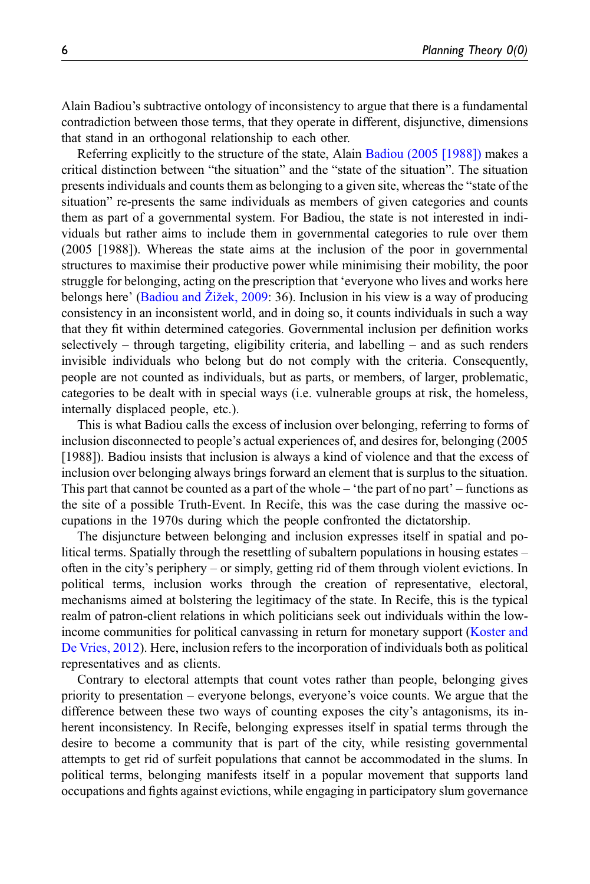Alain Badiou's subtractive ontology of inconsistency to argue that there is a fundamental contradiction between those terms, that they operate in different, disjunctive, dimensions that stand in an orthogonal relationship to each other.

Referring explicitly to the structure of the state, Alain Badiou (2005 [1988]) makes a critical distinction between "the situation" and the "state of the situation". The situation presents individuals and counts them as belonging to a given site, whereas the "state of the situation" re-presents the same individuals as members of given categories and counts them as part of a governmental system. For Badiou, the state is not interested in individuals but rather aims to include them in governmental categories to rule over them (2005 [1988]). Whereas the state aims at the inclusion of the poor in governmental structures to maximise their productive power while minimising their mobility, the poor struggle for belonging, acting on the prescription that 'everyone who lives and works here belongs here' (Badiou and Žižek, 2009: 36). Inclusion in his view is a way of producing consistency in an inconsistent world, and in doing so, it counts individuals in such a way that they fit within determined categories. Governmental inclusion per definition works selectively – through targeting, eligibility criteria, and labelling – and as such renders invisible individuals who belong but do not comply with the criteria. Consequently, people are not counted as individuals, but as parts, or members, of larger, problematic, categories to be dealt with in special ways (i.e. vulnerable groups at risk, the homeless, internally displaced people, etc.).

This is what Badiou calls the excess of inclusion over belonging, referring to forms of inclusion disconnected to people's actual experiences of, and desires for, belonging (2005 [1988]). Badiou insists that inclusion is always a kind of violence and that the excess of inclusion over belonging always brings forward an element that is surplus to the situation. This part that cannot be counted as a part of the whole – 'the part of no part' – functions as the site of a possible Truth-Event. In Recife, this was the case during the massive occupations in the 1970s during which the people confronted the dictatorship.

The disjuncture between belonging and inclusion expresses itself in spatial and political terms. Spatially through the resettling of subaltern populations in housing estates – often in the city's periphery – or simply, getting rid of them through violent evictions. In political terms, inclusion works through the creation of representative, electoral, mechanisms aimed at bolstering the legitimacy of the state. In Recife, this is the typical realm of patron-client relations in which politicians seek out individuals within the low-income communities for political canvassing in return for monetary support (Koster and De Vries, 2012). Here, inclusion refers to the incorporation of individuals both as political representatives and as clients.

Contrary to electoral attempts that count votes rather than people, belonging gives priority to presentation – everyone belongs, everyone's voice counts. We argue that the difference between these two ways of counting exposes the city's antagonisms, its inherent inconsistency. In Recife, belonging expresses itself in spatial terms through the desire to become a community that is part of the city, while resisting governmental attempts to get rid of surfeit populations that cannot be accommodated in the slums. In political terms, belonging manifests itself in a popular movement that supports land occupations and fights against evictions, while engaging in participatory slum governance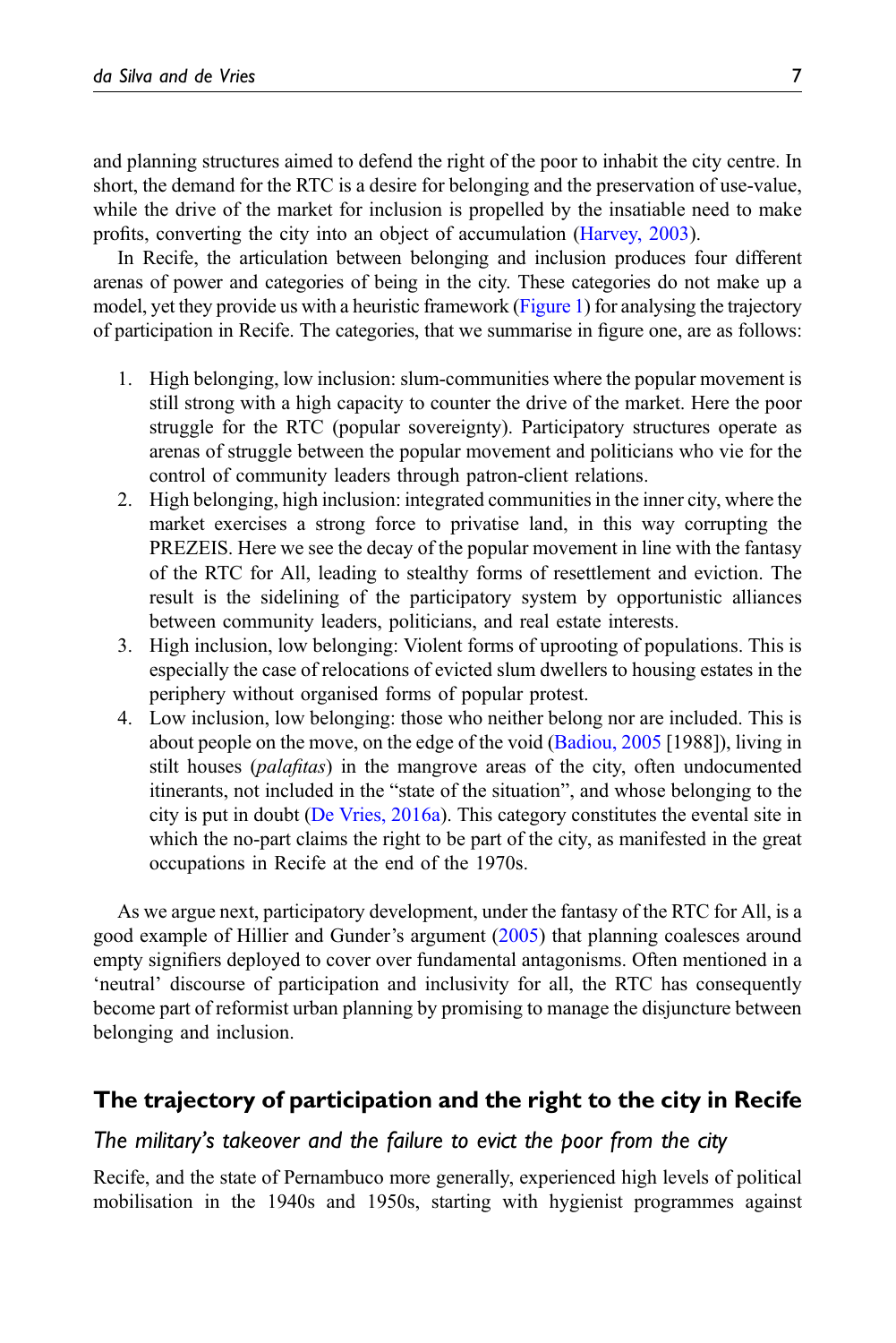and planning structures aimed to defend the right of the poor to inhabit the city centre. In short, the demand for the RTC is a desire for belonging and the preservation of use-value, while the drive of the market for inclusion is propelled by the insatiable need to make profits, converting the city into an object of accumulation (Harvey, 2003).

In Recife, the articulation between belonging and inclusion produces four different arenas of power and categories of being in the city. These categories do not make up a model, yet they provide us with a heuristic framework (Figure 1) for analysing the trajectory of participation in Recife. The categories, that we summarise in figure one, are as follows:

1. High belonging, low inclusion: slum-communities where the popular movement is still strong with a high capacity to counter the drive of the market. Here the poor struggle for the RTC (popular sovereignty). Participatory structures operate as arenas of struggle between the popular movement and politicians who vie for the control of community leaders through patron-client relations.
2. High belonging, high inclusion: integrated communities in the inner city, where the market exercises a strong force to privatise land, in this way corrupting the PREZEIS. Here we see the decay of the popular movement in line with the fantasy of the RTC for All, leading to stealthy forms of resettlement and eviction. The result is the sidelining of the participatory system by opportunistic alliances between community leaders, politicians, and real estate interests.
3. High inclusion, low belonging: Violent forms of uprooting of populations. This is especially the case of relocations of evicted slum dwellers to housing estates in the periphery without organised forms of popular protest.
4. Low inclusion, low belonging: those who neither belong nor are included. This is about people on the move, on the edge of the void (Badiou, 2005 [1988]), living in stilt houses (*palafitas*) in the mangrove areas of the city, often undocumented itinerants, not included in the "state of the situation", and whose belonging to the city is put in doubt (De Vries, 2016a). This category constitutes the evental site in which the no-part claims the right to be part of the city, as manifested in the great occupations in Recife at the end of the 1970s.

As we argue next, participatory development, under the fantasy of the RTC for All, is a good example of Hillier and Gunder's argument (2005) that planning coalesces around empty signifiers deployed to cover over fundamental antagonisms. Often mentioned in a 'neutral' discourse of participation and inclusivity for all, the RTC has consequently become part of reformist urban planning by promising to manage the disjuncture between belonging and inclusion.

## The trajectory of participation and the right to the city in Recife

### *The military's takeover and the failure to evict the poor from the city*

Recife, and the state of Pernambuco more generally, experienced high levels of political mobilisation in the 1940s and 1950s, starting with hygienist programmes against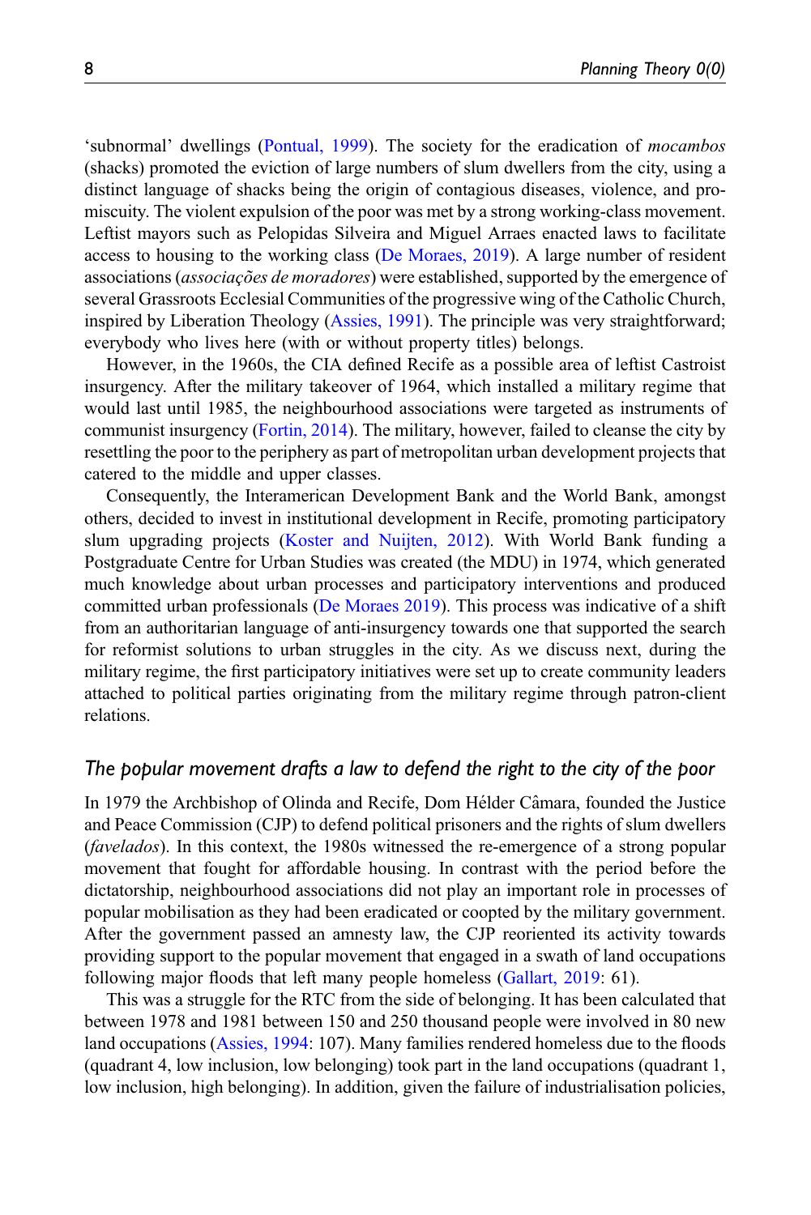'subnormal' dwellings (Pontual, 1999). The society for the eradication of *mocambos* (shacks) promoted the eviction of large numbers of slum dwellers from the city, using a distinct language of shacks being the origin of contagious diseases, violence, and promiscuity. The violent expulsion of the poor was met by a strong working-class movement. Leftist mayors such as Pelopidas Silveira and Miguel Arraes enacted laws to facilitate access to housing to the working class (De Moraes, 2019). A large number of resident associations (*associações de moradores*) were established, supported by the emergence of several Grassroots Ecclesial Communities of the progressive wing of the Catholic Church, inspired by Liberation Theology (Assies, 1991). The principle was very straightforward; everybody who lives here (with or without property titles) belongs.

However, in the 1960s, the CIA defined Recife as a possible area of leftist Castroist insurgency. After the military takeover of 1964, which installed a military regime that would last until 1985, the neighbourhood associations were targeted as instruments of communist insurgency (Fortin, 2014). The military, however, failed to cleanse the city by resettling the poor to the periphery as part of metropolitan urban development projects that catered to the middle and upper classes.

Consequently, the Interamerican Development Bank and the World Bank, amongst others, decided to invest in institutional development in Recife, promoting participatory slum upgrading projects (Koster and Nuijten, 2012). With World Bank funding a Postgraduate Centre for Urban Studies was created (the MDU) in 1974, which generated much knowledge about urban processes and participatory interventions and produced committed urban professionals (De Moraes 2019). This process was indicative of a shift from an authoritarian language of anti-insurgency towards one that supported the search for reformist solutions to urban struggles in the city. As we discuss next, during the military regime, the first participatory initiatives were set up to create community leaders attached to political parties originating from the military regime through patron-client relations.

### *The popular movement drafts a law to defend the right to the city of the poor*

In 1979 the Archbishop of Olinda and Recife, Dom Hélder Câmara, founded the Justice and Peace Commission (CJP) to defend political prisoners and the rights of slum dwellers (*favelados*). In this context, the 1980s witnessed the re-emergence of a strong popular movement that fought for affordable housing. In contrast with the period before the dictatorship, neighbourhood associations did not play an important role in processes of popular mobilisation as they had been eradicated or coopted by the military government. After the government passed an amnesty law, the CJP reoriented its activity towards providing support to the popular movement that engaged in a swath of land occupations following major floods that left many people homeless (Gallart, 2019: 61).

This was a struggle for the RTC from the side of belonging. It has been calculated that between 1978 and 1981 between 150 and 250 thousand people were involved in 80 new land occupations (Assies, 1994: 107). Many families rendered homeless due to the floods (quadrant 4, low inclusion, low belonging) took part in the land occupations (quadrant 1, low inclusion, high belonging). In addition, given the failure of industrialisation policies,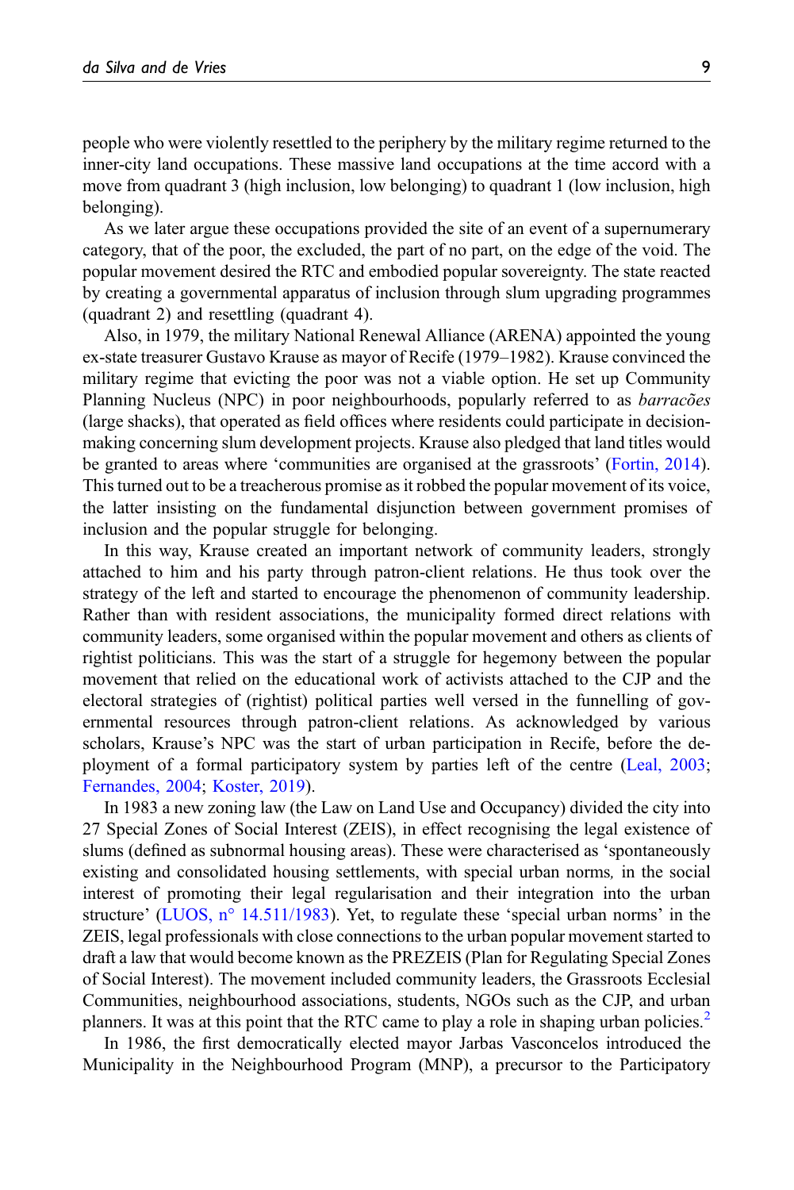people who were violently resettled to the periphery by the military regime returned to the inner-city land occupations. These massive land occupations at the time accord with a move from quadrant 3 (high inclusion, low belonging) to quadrant 1 (low inclusion, high belonging).

As we later argue these occupations provided the site of an event of a supernumerary category, that of the poor, the excluded, the part of no part, on the edge of the void. The popular movement desired the RTC and embodied popular sovereignty. The state reacted by creating a governmental apparatus of inclusion through slum upgrading programmes (quadrant 2) and resettling (quadrant 4).

Also, in 1979, the military National Renewal Alliance (ARENA) appointed the young ex-state treasurer Gustavo Krause as mayor of Recife (1979–1982). Krause convinced the military regime that evicting the poor was not a viable option. He set up Community Planning Nucleus (NPC) in poor neighbourhoods, popularly referred to as *barracões* (large shacks), that operated as field offices where residents could participate in decision-making concerning slum development projects. Krause also pledged that land titles would be granted to areas where 'communities are organised at the grassroots' (Fortin, 2014). This turned out to be a treacherous promise as it robbed the popular movement of its voice, the latter insisting on the fundamental disjunction between government promises of inclusion and the popular struggle for belonging.

In this way, Krause created an important network of community leaders, strongly attached to him and his party through patron-client relations. He thus took over the strategy of the left and started to encourage the phenomenon of community leadership. Rather than with resident associations, the municipality formed direct relations with community leaders, some organised within the popular movement and others as clients of rightist politicians. This was the start of a struggle for hegemony between the popular movement that relied on the educational work of activists attached to the CJP and the electoral strategies of (rightist) political parties well versed in the funnelling of governmental resources through patron-client relations. As acknowledged by various scholars, Krause's NPC was the start of urban participation in Recife, before the deployment of a formal participatory system by parties left of the centre (Leal, 2003; Fernandes, 2004; Koster, 2019).

In 1983 a new zoning law (the Law on Land Use and Occupancy) divided the city into 27 Special Zones of Social Interest (ZEIS), in effect recognising the legal existence of slums (defined as subnormal housing areas). These were characterised as 'spontaneously existing and consolidated housing settlements, with special urban norms*,* in the social interest of promoting their legal regularisation and their integration into the urban structure' (LUOS, n° 14.511/1983). Yet, to regulate these 'special urban norms' in the ZEIS, legal professionals with close connections to the urban popular movement started to draft a law that would become known as the PREZEIS (Plan for Regulating Special Zones of Social Interest). The movement included community leaders, the Grassroots Ecclesial Communities, neighbourhood associations, students, NGOs such as the CJP, and urban planners. It was at this point that the RTC came to play a role in shaping urban policies.[2]

In 1986, the first democratically elected mayor Jarbas Vasconcelos introduced the Municipality in the Neighbourhood Program (MNP), a precursor to the Participatory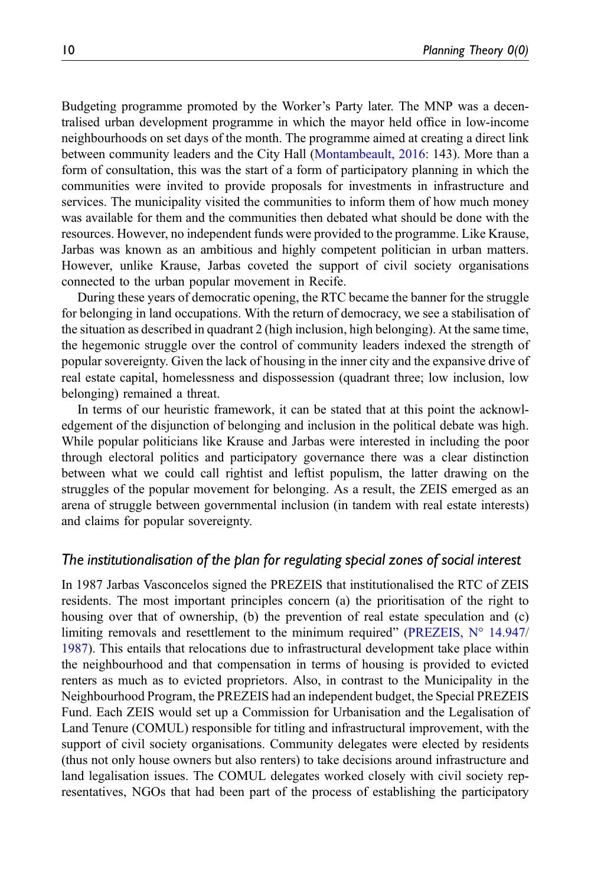Budgeting programme promoted by the Worker's Party later. The MNP was a decentralised urban development programme in which the mayor held office in low-income neighbourhoods on set days of the month. The programme aimed at creating a direct link between community leaders and the City Hall (Montambeault, 2016: 143). More than a form of consultation, this was the start of a form of participatory planning in which the communities were invited to provide proposals for investments in infrastructure and services. The municipality visited the communities to inform them of how much money was available for them and the communities then debated what should be done with the resources. However, no independent funds were provided to the programme. Like Krause, Jarbas was known as an ambitious and highly competent politician in urban matters. However, unlike Krause, Jarbas coveted the support of civil society organisations connected to the urban popular movement in Recife.

During these years of democratic opening, the RTC became the banner for the struggle for belonging in land occupations. With the return of democracy, we see a stabilisation of the situation as described in quadrant 2 (high inclusion, high belonging). At the same time, the hegemonic struggle over the control of community leaders indexed the strength of popular sovereignty. Given the lack of housing in the inner city and the expansive drive of real estate capital, homelessness and dispossession (quadrant three; low inclusion, low belonging) remained a threat.

In terms of our heuristic framework, it can be stated that at this point the acknowledgement of the disjunction of belonging and inclusion in the political debate was high. While popular politicians like Krause and Jarbas were interested in including the poor through electoral politics and participatory governance there was a clear distinction between what we could call rightist and leftist populism, the latter drawing on the struggles of the popular movement for belonging. As a result, the ZEIS emerged as an arena of struggle between governmental inclusion (in tandem with real estate interests) and claims for popular sovereignty.

### *The institutionalisation of the plan for regulating special zones of social interest*

In 1987 Jarbas Vasconcelos signed the PREZEIS that institutionalised the RTC of ZEIS residents. The most important principles concern (a) the prioritisation of the right to housing over that of ownership, (b) the prevention of real estate speculation and (c) limiting removals and resettlement to the minimum required" (PREZEIS, N° 14.947/1987). This entails that relocations due to infrastructural development take place within the neighbourhood and that compensation in terms of housing is provided to evicted renters as much as to evicted proprietors. Also, in contrast to the Municipality in the Neighbourhood Program, the PREZEIS had an independent budget, the Special PREZEIS Fund. Each ZEIS would set up a Commission for Urbanisation and the Legalisation of Land Tenure (COMUL) responsible for titling and infrastructural improvement, with the support of civil society organisations. Community delegates were elected by residents (thus not only house owners but also renters) to take decisions around infrastructure and land legalisation issues. The COMUL delegates worked closely with civil society representatives, NGOs that had been part of the process of establishing the participatory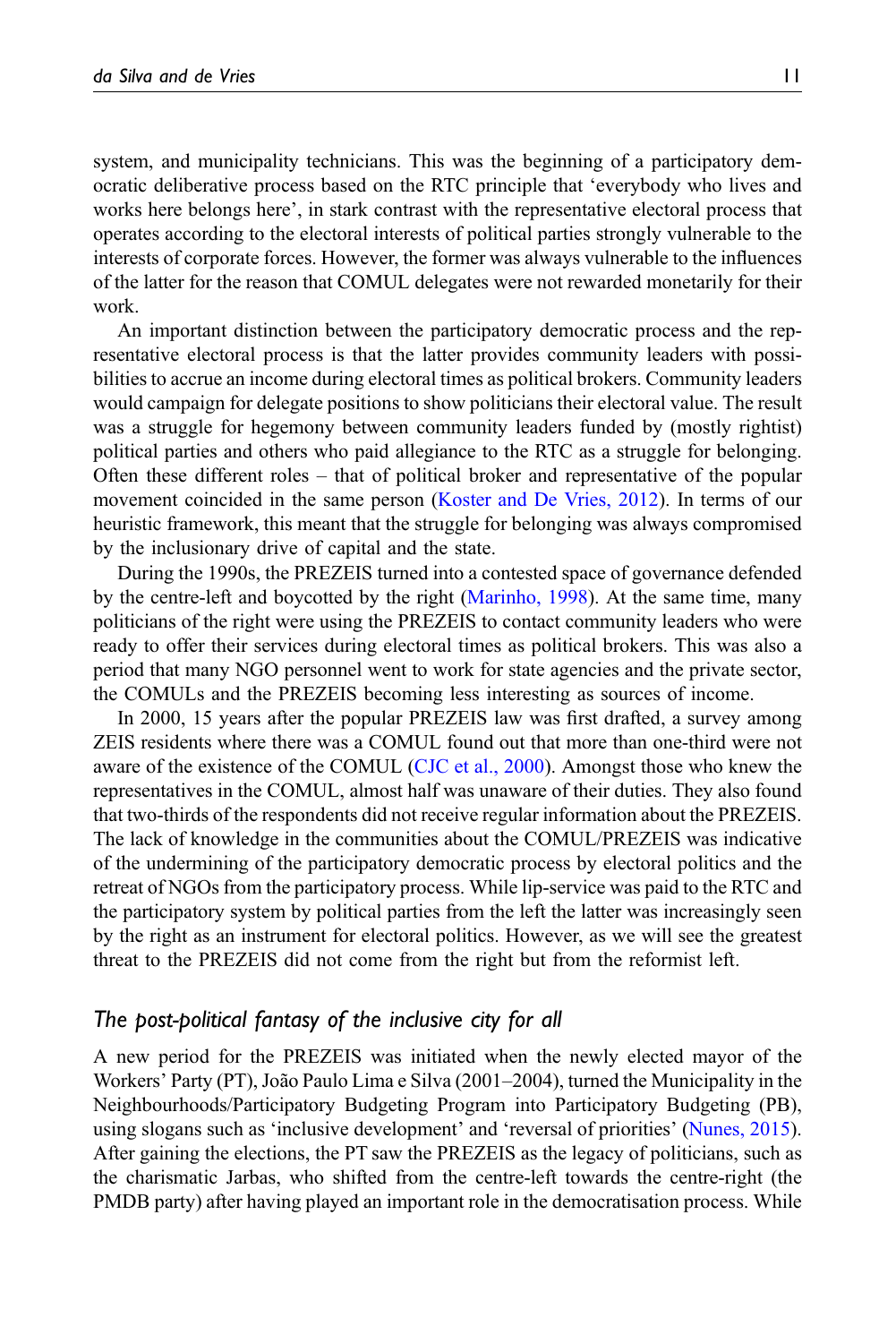system, and municipality technicians. This was the beginning of a participatory democratic deliberative process based on the RTC principle that 'everybody who lives and works here belongs here', in stark contrast with the representative electoral process that operates according to the electoral interests of political parties strongly vulnerable to the interests of corporate forces. However, the former was always vulnerable to the influences of the latter for the reason that COMUL delegates were not rewarded monetarily for their work.

An important distinction between the participatory democratic process and the representative electoral process is that the latter provides community leaders with possibilities to accrue an income during electoral times as political brokers. Community leaders would campaign for delegate positions to show politicians their electoral value. The result was a struggle for hegemony between community leaders funded by (mostly rightist) political parties and others who paid allegiance to the RTC as a struggle for belonging. Often these different roles – that of political broker and representative of the popular movement coincided in the same person (Koster and De Vries, 2012). In terms of our heuristic framework, this meant that the struggle for belonging was always compromised by the inclusionary drive of capital and the state.

During the 1990s, the PREZEIS turned into a contested space of governance defended by the centre-left and boycotted by the right (Marinho, 1998). At the same time, many politicians of the right were using the PREZEIS to contact community leaders who were ready to offer their services during electoral times as political brokers. This was also a period that many NGO personnel went to work for state agencies and the private sector, the COMULs and the PREZEIS becoming less interesting as sources of income.

In 2000, 15 years after the popular PREZEIS law was first drafted, a survey among ZEIS residents where there was a COMUL found out that more than one-third were not aware of the existence of the COMUL (CJC et al., 2000). Amongst those who knew the representatives in the COMUL, almost half was unaware of their duties. They also found that two-thirds of the respondents did not receive regular information about the PREZEIS. The lack of knowledge in the communities about the COMUL/PREZEIS was indicative of the undermining of the participatory democratic process by electoral politics and the retreat of NGOs from the participatory process. While lip-service was paid to the RTC and the participatory system by political parties from the left the latter was increasingly seen by the right as an instrument for electoral politics. However, as we will see the greatest threat to the PREZEIS did not come from the right but from the reformist left.

## *The post-political fantasy of the inclusive city for all*

A new period for the PREZEIS was initiated when the newly elected mayor of the Workers' Party (PT), João Paulo Lima e Silva (2001–2004), turned the Municipality in the Neighbourhoods/Participatory Budgeting Program into Participatory Budgeting (PB), using slogans such as 'inclusive development' and 'reversal of priorities' (Nunes, 2015). After gaining the elections, the PT saw the PREZEIS as the legacy of politicians, such as the charismatic Jarbas, who shifted from the centre-left towards the centre-right (the PMDB party) after having played an important role in the democratisation process. While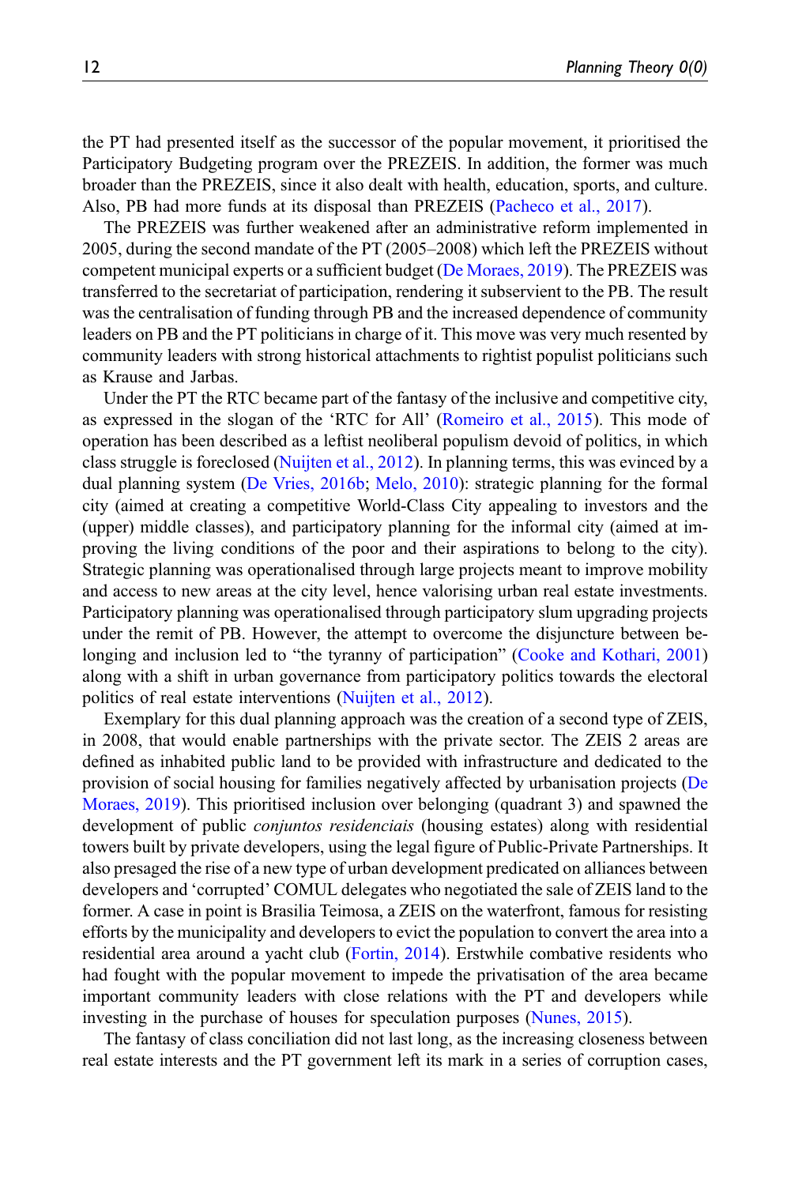the PT had presented itself as the successor of the popular movement, it prioritised the Participatory Budgeting program over the PREZEIS. In addition, the former was much broader than the PREZEIS, since it also dealt with health, education, sports, and culture. Also, PB had more funds at its disposal than PREZEIS (Pacheco et al., 2017).

The PREZEIS was further weakened after an administrative reform implemented in 2005, during the second mandate of the PT (2005–2008) which left the PREZEIS without competent municipal experts or a sufficient budget (De Moraes, 2019). The PREZEIS was transferred to the secretariat of participation, rendering it subservient to the PB. The result was the centralisation of funding through PB and the increased dependence of community leaders on PB and the PT politicians in charge of it. This move was very much resented by community leaders with strong historical attachments to rightist populist politicians such as Krause and Jarbas.

Under the PT the RTC became part of the fantasy of the inclusive and competitive city, as expressed in the slogan of the 'RTC for All' (Romeiro et al., 2015). This mode of operation has been described as a leftist neoliberal populism devoid of politics, in which class struggle is foreclosed (Nuijten et al., 2012). In planning terms, this was evinced by a dual planning system (De Vries, 2016b; Melo, 2010): strategic planning for the formal city (aimed at creating a competitive World-Class City appealing to investors and the (upper) middle classes), and participatory planning for the informal city (aimed at improving the living conditions of the poor and their aspirations to belong to the city). Strategic planning was operationalised through large projects meant to improve mobility and access to new areas at the city level, hence valorising urban real estate investments. Participatory planning was operationalised through participatory slum upgrading projects under the remit of PB. However, the attempt to overcome the disjuncture between belonging and inclusion led to "the tyranny of participation" (Cooke and Kothari, 2001) along with a shift in urban governance from participatory politics towards the electoral politics of real estate interventions (Nuijten et al., 2012).

Exemplary for this dual planning approach was the creation of a second type of ZEIS, in 2008, that would enable partnerships with the private sector. The ZEIS 2 areas are defined as inhabited public land to be provided with infrastructure and dedicated to the provision of social housing for families negatively affected by urbanisation projects (De Moraes, 2019). This prioritised inclusion over belonging (quadrant 3) and spawned the development of public *conjuntos residenciais* (housing estates) along with residential towers built by private developers, using the legal figure of Public-Private Partnerships. It also presaged the rise of a new type of urban development predicated on alliances between developers and 'corrupted' COMUL delegates who negotiated the sale of ZEIS land to the former. A case in point is Brasilia Teimosa, a ZEIS on the waterfront, famous for resisting efforts by the municipality and developers to evict the population to convert the area into a residential area around a yacht club (Fortin, 2014). Erstwhile combative residents who had fought with the popular movement to impede the privatisation of the area became important community leaders with close relations with the PT and developers while investing in the purchase of houses for speculation purposes (Nunes, 2015).

The fantasy of class conciliation did not last long, as the increasing closeness between real estate interests and the PT government left its mark in a series of corruption cases,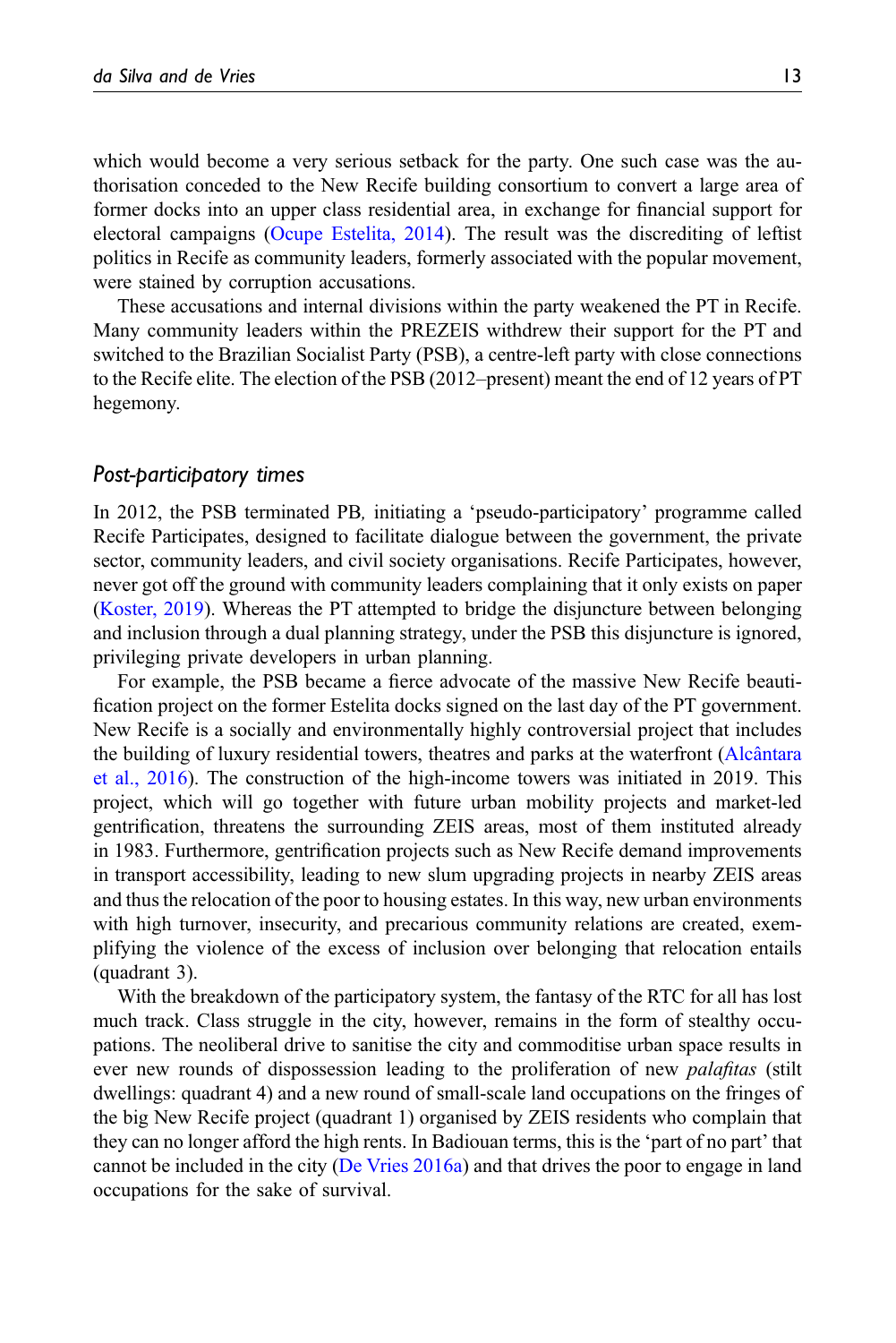which would become a very serious setback for the party. One such case was the authorisation conceded to the New Recife building consortium to convert a large area of former docks into an upper class residential area, in exchange for financial support for electoral campaigns (Ocupe Estelita, 2014). The result was the discrediting of leftist politics in Recife as community leaders, formerly associated with the popular movement, were stained by corruption accusations.

These accusations and internal divisions within the party weakened the PT in Recife. Many community leaders within the PREZEIS withdrew their support for the PT and switched to the Brazilian Socialist Party (PSB), a centre-left party with close connections to the Recife elite. The election of the PSB (2012–present) meant the end of 12 years of PT hegemony.

### *Post-participatory times*

In 2012, the PSB terminated PB, initiating a 'pseudo-participatory' programme called Recife Participates, designed to facilitate dialogue between the government, the private sector, community leaders, and civil society organisations. Recife Participates, however, never got off the ground with community leaders complaining that it only exists on paper (Koster, 2019). Whereas the PT attempted to bridge the disjuncture between belonging and inclusion through a dual planning strategy, under the PSB this disjuncture is ignored, privileging private developers in urban planning.

For example, the PSB became a fierce advocate of the massive New Recife beautification project on the former Estelita docks signed on the last day of the PT government. New Recife is a socially and environmentally highly controversial project that includes the building of luxury residential towers, theatres and parks at the waterfront (Alcântara et al., 2016). The construction of the high-income towers was initiated in 2019. This project, which will go together with future urban mobility projects and market-led gentrification, threatens the surrounding ZEIS areas, most of them instituted already in 1983. Furthermore, gentrification projects such as New Recife demand improvements in transport accessibility, leading to new slum upgrading projects in nearby ZEIS areas and thus the relocation of the poor to housing estates. In this way, new urban environments with high turnover, insecurity, and precarious community relations are created, exemplifying the violence of the excess of inclusion over belonging that relocation entails (quadrant 3).

With the breakdown of the participatory system, the fantasy of the RTC for all has lost much track. Class struggle in the city, however, remains in the form of stealthy occupations. The neoliberal drive to sanitise the city and commoditise urban space results in ever new rounds of dispossession leading to the proliferation of new *palafitas* (stilt dwellings: quadrant 4) and a new round of small-scale land occupations on the fringes of the big New Recife project (quadrant 1) organised by ZEIS residents who complain that they can no longer afford the high rents. In Badiouan terms, this is the 'part of no part' that cannot be included in the city (De Vries 2016a) and that drives the poor to engage in land occupations for the sake of survival.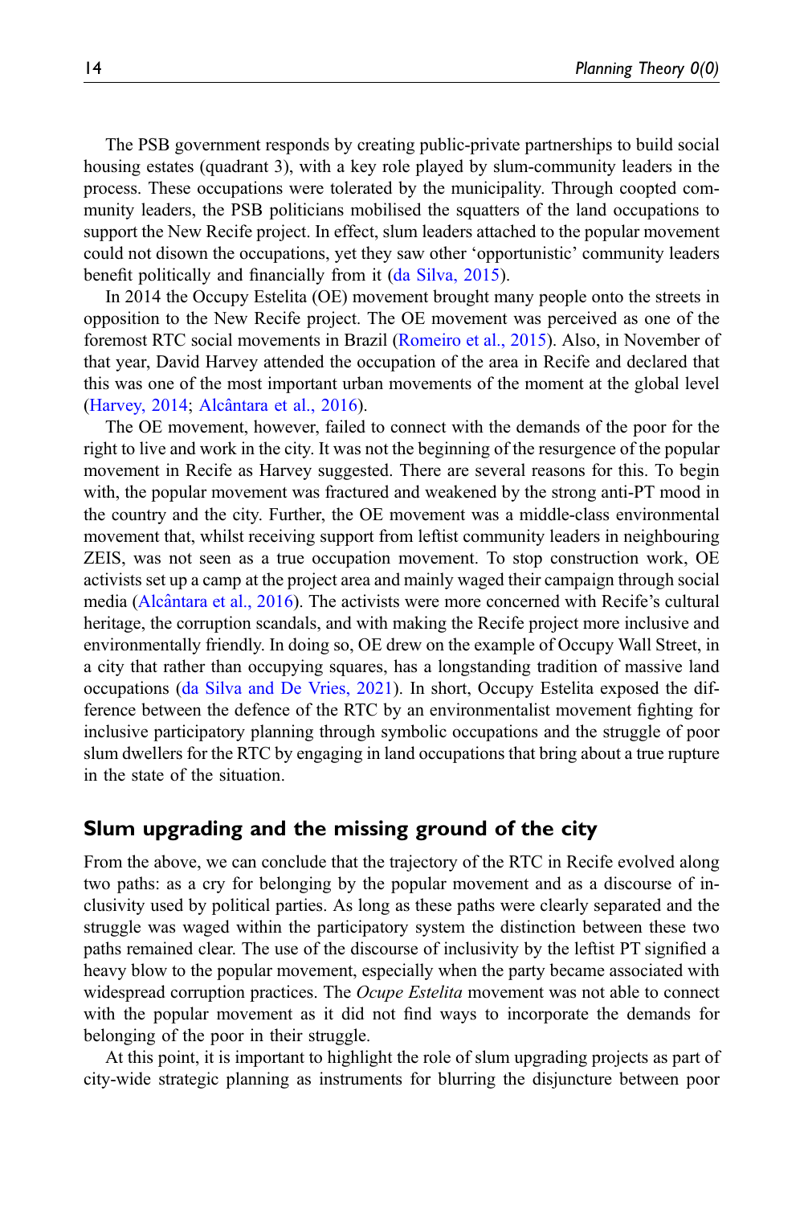The PSB government responds by creating public-private partnerships to build social housing estates (quadrant 3), with a key role played by slum-community leaders in the process. These occupations were tolerated by the municipality. Through coopted community leaders, the PSB politicians mobilised the squatters of the land occupations to support the New Recife project. In effect, slum leaders attached to the popular movement could not disown the occupations, yet they saw other 'opportunistic' community leaders benefit politically and financially from it (da Silva, 2015).

In 2014 the Occupy Estelita (OE) movement brought many people onto the streets in opposition to the New Recife project. The OE movement was perceived as one of the foremost RTC social movements in Brazil (Romeiro et al., 2015). Also, in November of that year, David Harvey attended the occupation of the area in Recife and declared that this was one of the most important urban movements of the moment at the global level (Harvey, 2014; Alcântara et al., 2016).

The OE movement, however, failed to connect with the demands of the poor for the right to live and work in the city. It was not the beginning of the resurgence of the popular movement in Recife as Harvey suggested. There are several reasons for this. To begin with, the popular movement was fractured and weakened by the strong anti-PT mood in the country and the city. Further, the OE movement was a middle-class environmental movement that, whilst receiving support from leftist community leaders in neighbouring ZEIS, was not seen as a true occupation movement. To stop construction work, OE activists set up a camp at the project area and mainly waged their campaign through social media (Alcântara et al., 2016). The activists were more concerned with Recife's cultural heritage, the corruption scandals, and with making the Recife project more inclusive and environmentally friendly. In doing so, OE drew on the example of Occupy Wall Street, in a city that rather than occupying squares, has a longstanding tradition of massive land occupations (da Silva and De Vries, 2021). In short, Occupy Estelita exposed the difference between the defence of the RTC by an environmentalist movement fighting for inclusive participatory planning through symbolic occupations and the struggle of poor slum dwellers for the RTC by engaging in land occupations that bring about a true rupture in the state of the situation.

## Slum upgrading and the missing ground of the city

From the above, we can conclude that the trajectory of the RTC in Recife evolved along two paths: as a cry for belonging by the popular movement and as a discourse of inclusivity used by political parties. As long as these paths were clearly separated and the struggle was waged within the participatory system the distinction between these two paths remained clear. The use of the discourse of inclusivity by the leftist PT signified a heavy blow to the popular movement, especially when the party became associated with widespread corruption practices. The *Ocupe Estelita* movement was not able to connect with the popular movement as it did not find ways to incorporate the demands for belonging of the poor in their struggle.

At this point, it is important to highlight the role of slum upgrading projects as part of city-wide strategic planning as instruments for blurring the disjuncture between poor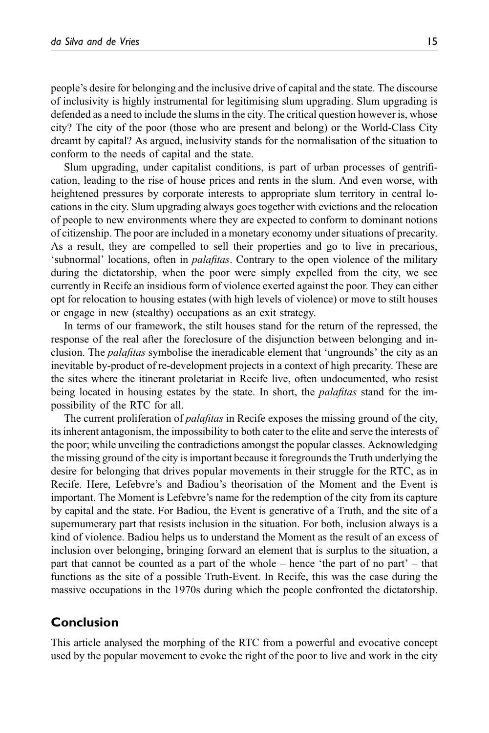people's desire for belonging and the inclusive drive of capital and the state. The discourse of inclusivity is highly instrumental for legitimising slum upgrading. Slum upgrading is defended as a need to include the slums in the city. The critical question however is, whose city? The city of the poor (those who are present and belong) or the World-Class City dreamt by capital? As argued, inclusivity stands for the normalisation of the situation to conform to the needs of capital and the state.

Slum upgrading, under capitalist conditions, is part of urban processes of gentrification, leading to the rise of house prices and rents in the slum. And even worse, with heightened pressures by corporate interests to appropriate slum territory in central locations in the city. Slum upgrading always goes together with evictions and the relocation of people to new environments where they are expected to conform to dominant notions of citizenship. The poor are included in a monetary economy under situations of precarity. As a result, they are compelled to sell their properties and go to live in precarious, 'subnormal' locations, often in *palafitas*. Contrary to the open violence of the military during the dictatorship, when the poor were simply expelled from the city, we see currently in Recife an insidious form of violence exerted against the poor. They can either opt for relocation to housing estates (with high levels of violence) or move to stilt houses or engage in new (stealthy) occupations as an exit strategy.

In terms of our framework, the stilt houses stand for the return of the repressed, the response of the real after the foreclosure of the disjunction between belonging and inclusion. The *palafitas* symbolise the ineradicable element that 'ungrounds' the city as an inevitable by-product of re-development projects in a context of high precarity. These are the sites where the itinerant proletariat in Recife live, often undocumented, who resist being located in housing estates by the state. In short, the *palafitas* stand for the impossibility of the RTC for all.

The current proliferation of *palafitas* in Recife exposes the missing ground of the city, its inherent antagonism, the impossibility to both cater to the elite and serve the interests of the poor; while unveiling the contradictions amongst the popular classes. Acknowledging the missing ground of the city is important because it foregrounds the Truth underlying the desire for belonging that drives popular movements in their struggle for the RTC, as in Recife. Here, Lefebvre's and Badiou's theorisation of the Moment and the Event is important. The Moment is Lefebvre's name for the redemption of the city from its capture by capital and the state. For Badiou, the Event is generative of a Truth, and the site of a supernumerary part that resists inclusion in the situation. For both, inclusion always is a kind of violence. Badiou helps us to understand the Moment as the result of an excess of inclusion over belonging, bringing forward an element that is surplus to the situation, a part that cannot be counted as a part of the whole – hence 'the part of no part' – that functions as the site of a possible Truth-Event. In Recife, this was the case during the massive occupations in the 1970s during which the people confronted the dictatorship.

## Conclusion

This article analysed the morphing of the RTC from a powerful and evocative concept used by the popular movement to evoke the right of the poor to live and work in the city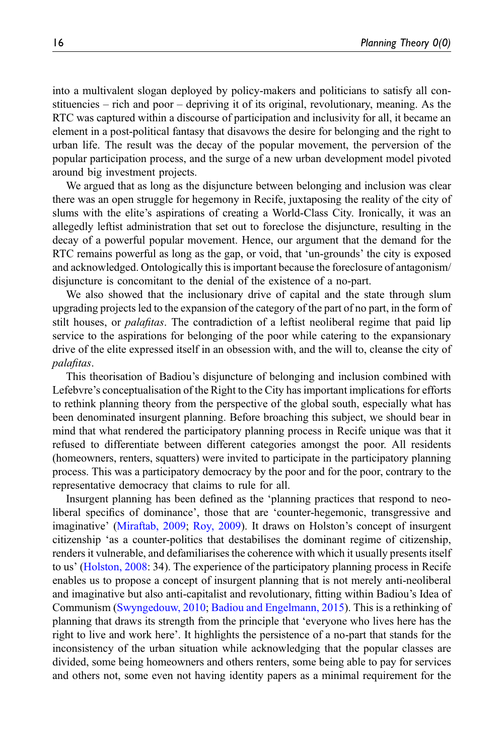into a multivalent slogan deployed by policy-makers and politicians to satisfy all constituencies – rich and poor – depriving it of its original, revolutionary, meaning. As the RTC was captured within a discourse of participation and inclusivity for all, it became an element in a post-political fantasy that disavows the desire for belonging and the right to urban life. The result was the decay of the popular movement, the perversion of the popular participation process, and the surge of a new urban development model pivoted around big investment projects.

We argued that as long as the disjuncture between belonging and inclusion was clear there was an open struggle for hegemony in Recife, juxtaposing the reality of the city of slums with the elite's aspirations of creating a World-Class City. Ironically, it was an allegedly leftist administration that set out to foreclose the disjuncture, resulting in the decay of a powerful popular movement. Hence, our argument that the demand for the RTC remains powerful as long as the gap, or void, that 'un-grounds' the city is exposed and acknowledged. Ontologically this is important because the foreclosure of antagonism/disjuncture is concomitant to the denial of the existence of a no-part.

We also showed that the inclusionary drive of capital and the state through slum upgrading projects led to the expansion of the category of the part of no part, in the form of stilt houses, or *palafitas*. The contradiction of a leftist neoliberal regime that paid lip service to the aspirations for belonging of the poor while catering to the expansionary drive of the elite expressed itself in an obsession with, and the will to, cleanse the city of *palafitas*.

This theorisation of Badiou's disjuncture of belonging and inclusion combined with Lefebvre's conceptualisation of the Right to the City has important implications for efforts to rethink planning theory from the perspective of the global south, especially what has been denominated insurgent planning. Before broaching this subject, we should bear in mind that what rendered the participatory planning process in Recife unique was that it refused to differentiate between different categories amongst the poor. All residents (homeowners, renters, squatters) were invited to participate in the participatory planning process. This was a participatory democracy by the poor and for the poor, contrary to the representative democracy that claims to rule for all.

Insurgent planning has been defined as the 'planning practices that respond to neoliberal specifics of dominance', those that are 'counter-hegemonic, transgressive and imaginative' (Miraftab, 2009; Roy, 2009). It draws on Holston's concept of insurgent citizenship 'as a counter-politics that destabilises the dominant regime of citizenship, renders it vulnerable, and defamiliarises the coherence with which it usually presents itself to us' (Holston, 2008: 34). The experience of the participatory planning process in Recife enables us to propose a concept of insurgent planning that is not merely anti-neoliberal and imaginative but also anti-capitalist and revolutionary, fitting within Badiou's Idea of Communism (Swyngedouw, 2010; Badiou and Engelmann, 2015). This is a rethinking of planning that draws its strength from the principle that 'everyone who lives here has the right to live and work here'. It highlights the persistence of a no-part that stands for the inconsistency of the urban situation while acknowledging that the popular classes are divided, some being homeowners and others renters, some being able to pay for services and others not, some even not having identity papers as a minimal requirement for the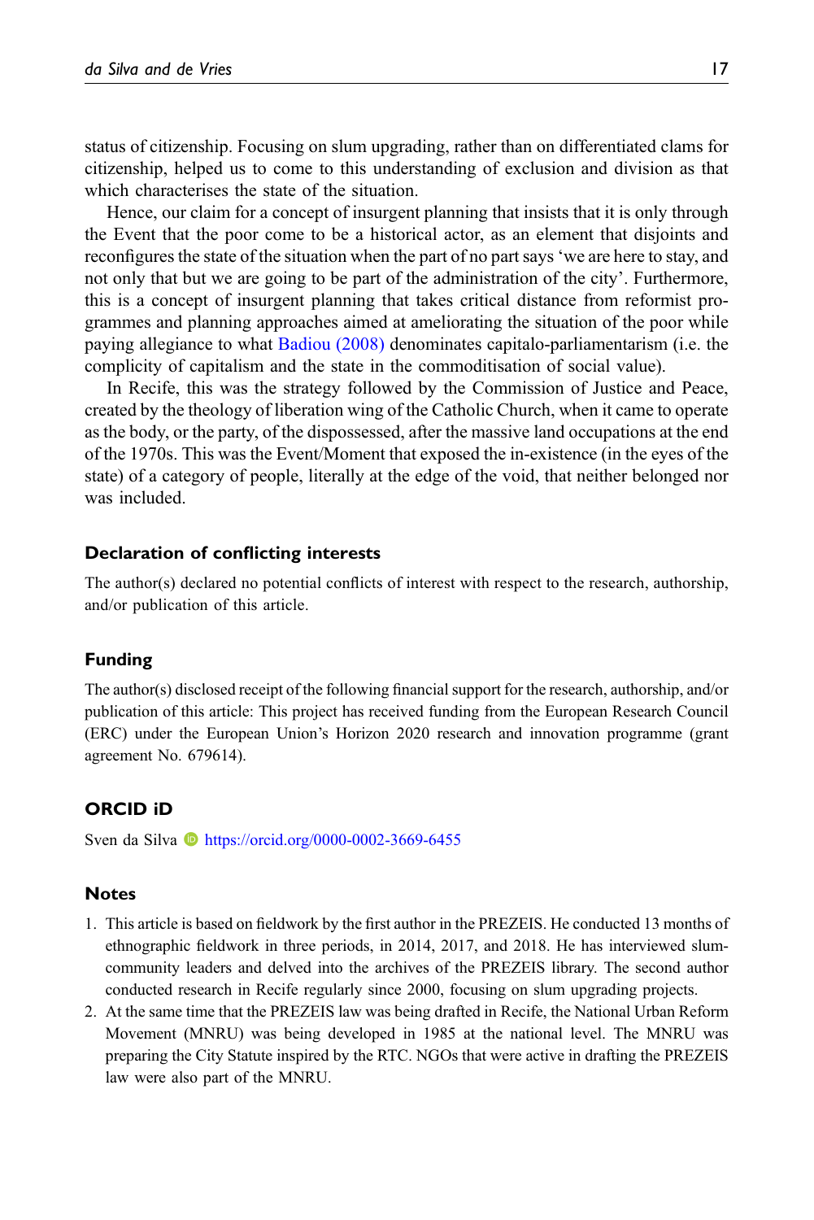status of citizenship. Focusing on slum upgrading, rather than on differentiated clams for citizenship, helped us to come to this understanding of exclusion and division as that which characterises the state of the situation.

Hence, our claim for a concept of insurgent planning that insists that it is only through the Event that the poor come to be a historical actor, as an element that disjoints and reconfigures the state of the situation when the part of no part says 'we are here to stay, and not only that but we are going to be part of the administration of the city'. Furthermore, this is a concept of insurgent planning that takes critical distance from reformist programmes and planning approaches aimed at ameliorating the situation of the poor while paying allegiance to what Badiou (2008) denominates capitalo-parliamentarism (i.e. the complicity of capitalism and the state in the commoditisation of social value).

In Recife, this was the strategy followed by the Commission of Justice and Peace, created by the theology of liberation wing of the Catholic Church, when it came to operate as the body, or the party, of the dispossessed, after the massive land occupations at the end of the 1970s. This was the Event/Moment that exposed the in-existence (in the eyes of the state) of a category of people, literally at the edge of the void, that neither belonged nor was included.

## Declaration of conflicting interests

The author(s) declared no potential conflicts of interest with respect to the research, authorship, and/or publication of this article.

## Funding

The author(s) disclosed receipt of the following financial support for the research, authorship, and/or publication of this article: This project has received funding from the European Research Council (ERC) under the European Union's Horizon 2020 research and innovation programme (grant agreement No. 679614).

## ORCID iD

Sven da Silva https://orcid.org/0000-0002-3669-6455

## Notes

1. This article is based on fieldwork by the first author in the PREZEIS. He conducted 13 months of ethnographic fieldwork in three periods, in 2014, 2017, and 2018. He has interviewed slum-community leaders and delved into the archives of the PREZEIS library. The second author conducted research in Recife regularly since 2000, focusing on slum upgrading projects.
2. At the same time that the PREZEIS law was being drafted in Recife, the National Urban Reform Movement (MNRU) was being developed in 1985 at the national level. The MNRU was preparing the City Statute inspired by the RTC. NGOs that were active in drafting the PREZEIS law were also part of the MNRU.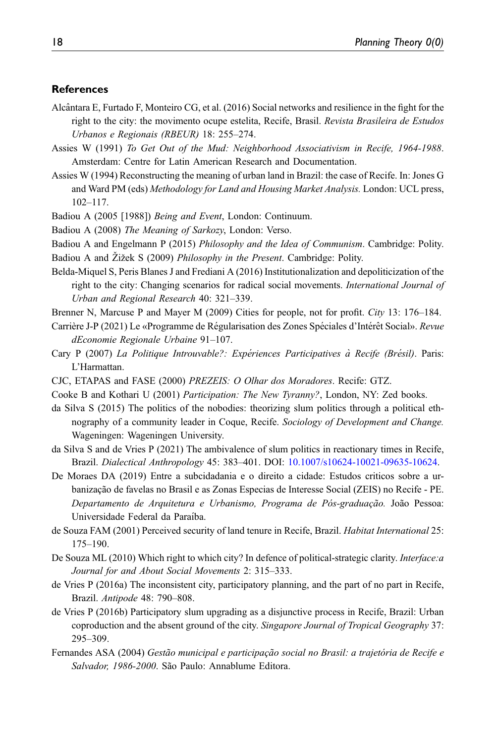## References

Alcântara E, Furtado F, Monteiro CG, et al. (2016) Social networks and resilience in the fight for the right to the city: the movimento ocupe estelita, Recife, Brasil. *Revista Brasileira de Estudos Urbanos e Regionais (RBEUR)* 18: 255–274.

Assies W (1991) *To Get Out of the Mud: Neighborhood Associativism in Recife, 1964-1988*. Amsterdam: Centre for Latin American Research and Documentation.

Assies W (1994) Reconstructing the meaning of urban land in Brazil: the case of Recife. In: Jones G and Ward PM (eds) *Methodology for Land and Housing Market Analysis.* London: UCL press, 102–117.

Badiou A (2005 [1988]) *Being and Event*, London: Continuum.

Badiou A (2008) *The Meaning of Sarkozy*, London: Verso.

Badiou A and Engelmann P (2015) *Philosophy and the Idea of Communism*. Cambridge: Polity.

Badiou A and Žižek S (2009) *Philosophy in the Present*. Cambridge: Polity.

Belda-Miquel S, Peris Blanes J and Frediani A (2016) Institutionalization and depoliticization of the right to the city: Changing scenarios for radical social movements. *International Journal of Urban and Regional Research* 40: 321–339.

Brenner N, Marcuse P and Mayer M (2009) Cities for people, not for profit. *City* 13: 176–184.

Carrière J-P (2021) Le «Programme de Régularisation des Zones Spéciales d'Intérêt Social». *Revue dEconomie Regionale Urbaine* 91–107.

Cary P (2007) *La Politique Introuvable?: Expériences Participatives à Recife (Brésil)*. Paris: L'Harmattan.

CJC, ETAPAS and FASE (2000) *PREZEIS: O Olhar dos Moradores*. Recife: GTZ.

Cooke B and Kothari U (2001) *Participation: The New Tyranny?*, London, NY: Zed books.

da Silva S (2015) The politics of the nobodies: theorizing slum politics through a political ethnography of a community leader in Coque, Recife. *Sociology of Development and Change.* Wageningen: Wageningen University.

da Silva S and de Vries P (2021) The ambivalence of slum politics in reactionary times in Recife, Brazil. *Dialectical Anthropology* 45: 383–401. DOI: 10.1007/s10624-10021-09635-10624.

De Moraes DA (2019) Entre a subcidadania e o direito a cidade: Estudos criticos sobre a urbanização de favelas no Brasil e as Zonas Especias de Interesse Social (ZEIS) no Recife - PE. *Departamento de Arquitetura e Urbanismo, Programa de Pós-graduação.* João Pessoa: Universidade Federal da Paraíba.

de Souza FAM (2001) Perceived security of land tenure in Recife, Brazil. *Habitat International* 25: 175–190.

De Souza ML (2010) Which right to which city? In defence of political-strategic clarity. *Interface:a Journal for and About Social Movements* 2: 315–333.

de Vries P (2016a) The inconsistent city, participatory planning, and the part of no part in Recife, Brazil. *Antipode* 48: 790–808.

de Vries P (2016b) Participatory slum upgrading as a disjunctive process in Recife, Brazil: Urban coproduction and the absent ground of the city. *Singapore Journal of Tropical Geography* 37: 295–309.

Fernandes ASA (2004) *Gestão municipal e participação social no Brasil: a trajetória de Recife e Salvador, 1986-2000*. São Paulo: Annablume Editora.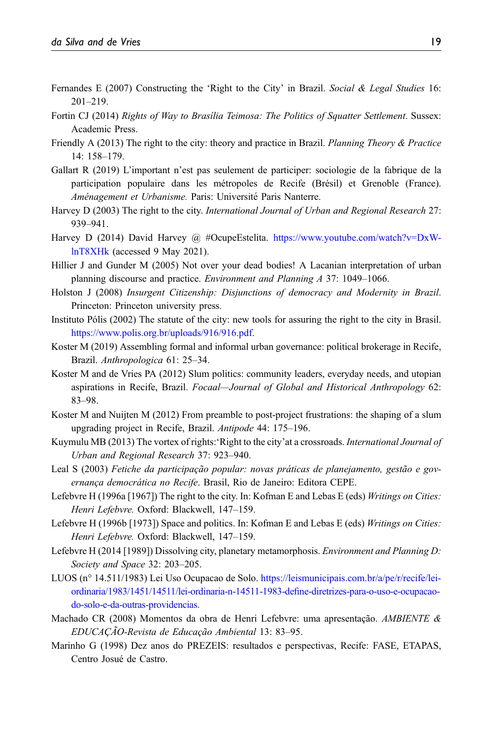Fernandes E (2007) Constructing the 'Right to the City' in Brazil. *Social & Legal Studies* 16: 201–219.

Fortin CJ (2014) *Rights of Way to Brasília Teimosa: The Politics of Squatter Settlement*. Sussex: Academic Press.

Friendly A (2013) The right to the city: theory and practice in Brazil. *Planning Theory & Practice* 14: 158–179.

Gallart R (2019) L'important n'est pas seulement de participer: sociologie de la fabrique de la participation populaire dans les métropoles de Recife (Brésil) et Grenoble (France). *Aménagement et Urbanisme.* Paris: Université Paris Nanterre.

Harvey D (2003) The right to the city. *International Journal of Urban and Regional Research* 27: 939–941.

Harvey D (2014) David Harvey @ #OcupeEstelita. https://www.youtube.com/watch?v=DxW-lnT8XHk (accessed 9 May 2021).

Hillier J and Gunder M (2005) Not over your dead bodies! A Lacanian interpretation of urban planning discourse and practice. *Environment and Planning A* 37: 1049–1066.

Holston J (2008) *Insurgent Citizenship: Disjunctions of democracy and Modernity in Brazil*. Princeton: Princeton university press.

Instituto Pólis (2002) The statute of the city: new tools for assuring the right to the city in Brasil. https://www.polis.org.br/uploads/916/916.pdf.

Koster M (2019) Assembling formal and informal urban governance: political brokerage in Recife, Brazil. *Anthropologica* 61: 25–34.

Koster M and de Vries PA (2012) Slum politics: community leaders, everyday needs, and utopian aspirations in Recife, Brazil. *Focaal—Journal of Global and Historical Anthropology* 62: 83–98.

Koster M and Nuijten M (2012) From preamble to post-project frustrations: the shaping of a slum upgrading project in Recife, Brazil. *Antipode* 44: 175–196.

Kuymulu MB (2013) The vortex of rights:'Right to the city'at a crossroads. *International Journal of Urban and Regional Research* 37: 923–940.

Leal S (2003) *Fetiche da participação popular: novas práticas de planejamento, gestão e governança democrática no Recife*. Brasil, Rio de Janeiro: Editora CEPE.

Lefebvre H (1996a [1967]) The right to the city. In: Kofman E and Lebas E (eds) *Writings on Cities: Henri Lefebvre.* Oxford: Blackwell, 147–159.

Lefebvre H (1996b [1973]) Space and politics. In: Kofman E and Lebas E (eds) *Writings on Cities: Henri Lefebvre.* Oxford: Blackwell, 147–159.

Lefebvre H (2014 [1989]) Dissolving city, planetary metamorphosis. *Environment and Planning D: Society and Space* 32: 203–205.

LUOS (n° 14.511/1983) Lei Uso Ocupacao de Solo. https://leismunicipais.com.br/a/pe/r/recife/lei-ordinaria/1983/1451/14511/lei-ordinaria-n-14511-1983-define-diretrizes-para-o-uso-e-ocupacao-do-solo-e-da-outras-providencias.

Machado CR (2008) Momentos da obra de Henri Lefebvre: uma apresentação. *AMBIENTE & EDUCAÇÃO-Revista de Educação Ambiental* 13: 83–95.

Marinho G (1998) Dez anos do PREZEIS: resultados e perspectivas, Recife: FASE, ETAPAS, Centro Josué de Castro.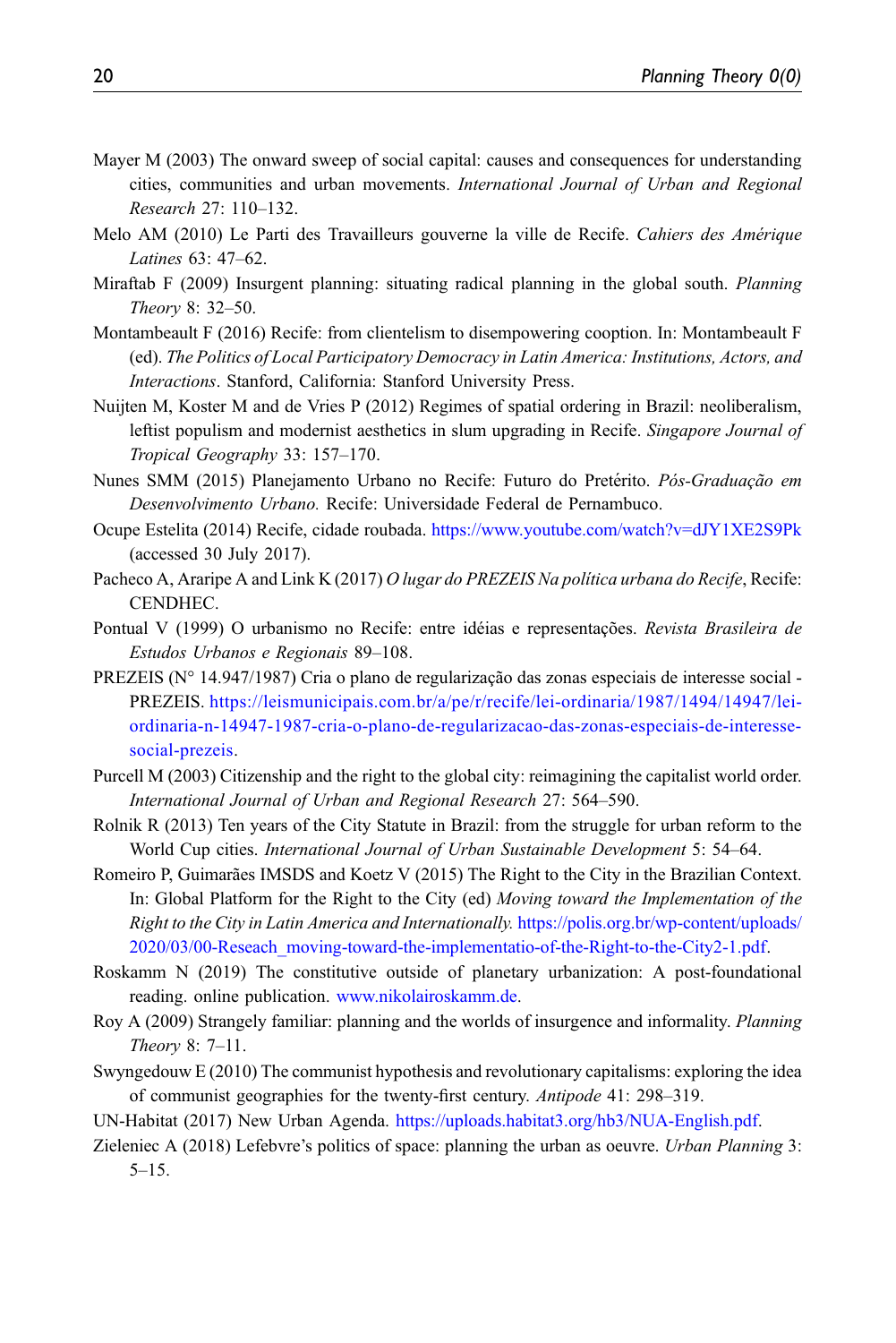Mayer M (2003) The onward sweep of social capital: causes and consequences for understanding cities, communities and urban movements. *International Journal of Urban and Regional Research* 27: 110–132.

Melo AM (2010) Le Parti des Travailleurs gouverne la ville de Recife. *Cahiers des Amérique Latines* 63: 47–62.

Miraftab F (2009) Insurgent planning: situating radical planning in the global south. *Planning Theory* 8: 32–50.

Montambeault F (2016) Recife: from clientelism to disempowering cooption. In: Montambeault F (ed). *The Politics of Local Participatory Democracy in Latin America: Institutions, Actors, and Interactions*. Stanford, California: Stanford University Press.

Nuijten M, Koster M and de Vries P (2012) Regimes of spatial ordering in Brazil: neoliberalism, leftist populism and modernist aesthetics in slum upgrading in Recife. *Singapore Journal of Tropical Geography* 33: 157–170.

Nunes SMM (2015) Planejamento Urbano no Recife: Futuro do Pretérito. *Pós-Graduação em Desenvolvimento Urbano.* Recife: Universidade Federal de Pernambuco.

Ocupe Estelita (2014) Recife, cidade roubada. https://www.youtube.com/watch?v=dJY1XE2S9Pk (accessed 30 July 2017).

Pacheco A, Araripe A and Link K (2017) *O lugar do PREZEIS Na política urbana do Recife*, Recife: CENDHEC.

Pontual V (1999) O urbanismo no Recife: entre idéias e representações. *Revista Brasileira de Estudos Urbanos e Regionais* 89–108.

PREZEIS (N° 14.947/1987) Cria o plano de regularização das zonas especiais de interesse social - PREZEIS. https://leismunicipais.com.br/a/pe/r/recife/lei-ordinaria/1987/1494/14947/lei-ordinaria-n-14947-1987-cria-o-plano-de-regularizacao-das-zonas-especiais-de-interesse-social-prezeis.

Purcell M (2003) Citizenship and the right to the global city: reimagining the capitalist world order. *International Journal of Urban and Regional Research* 27: 564–590.

Rolnik R (2013) Ten years of the City Statute in Brazil: from the struggle for urban reform to the World Cup cities. *International Journal of Urban Sustainable Development* 5: 54–64.

Romeiro P, Guimarães IMSDS and Koetz V (2015) The Right to the City in the Brazilian Context. In: Global Platform for the Right to the City (ed) *Moving toward the Implementation of the Right to the City in Latin America and Internationally.* https://polis.org.br/wp-content/uploads/2020/03/00-Reseach_moving-toward-the-implementatio-of-the-Right-to-the-City2-1.pdf.

Roskamm N (2019) The constitutive outside of planetary urbanization: A post-foundational reading. online publication. www.nikolairoskamm.de.

Roy A (2009) Strangely familiar: planning and the worlds of insurgence and informality. *Planning Theory* 8: 7–11.

Swyngedouw E (2010) The communist hypothesis and revolutionary capitalisms: exploring the idea of communist geographies for the twenty-first century. *Antipode* 41: 298–319.

UN-Habitat (2017) New Urban Agenda. https://uploads.habitat3.org/hb3/NUA-English.pdf.

Zieleniec A (2018) Lefebvre's politics of space: planning the urban as oeuvre. *Urban Planning* 3: 5–15.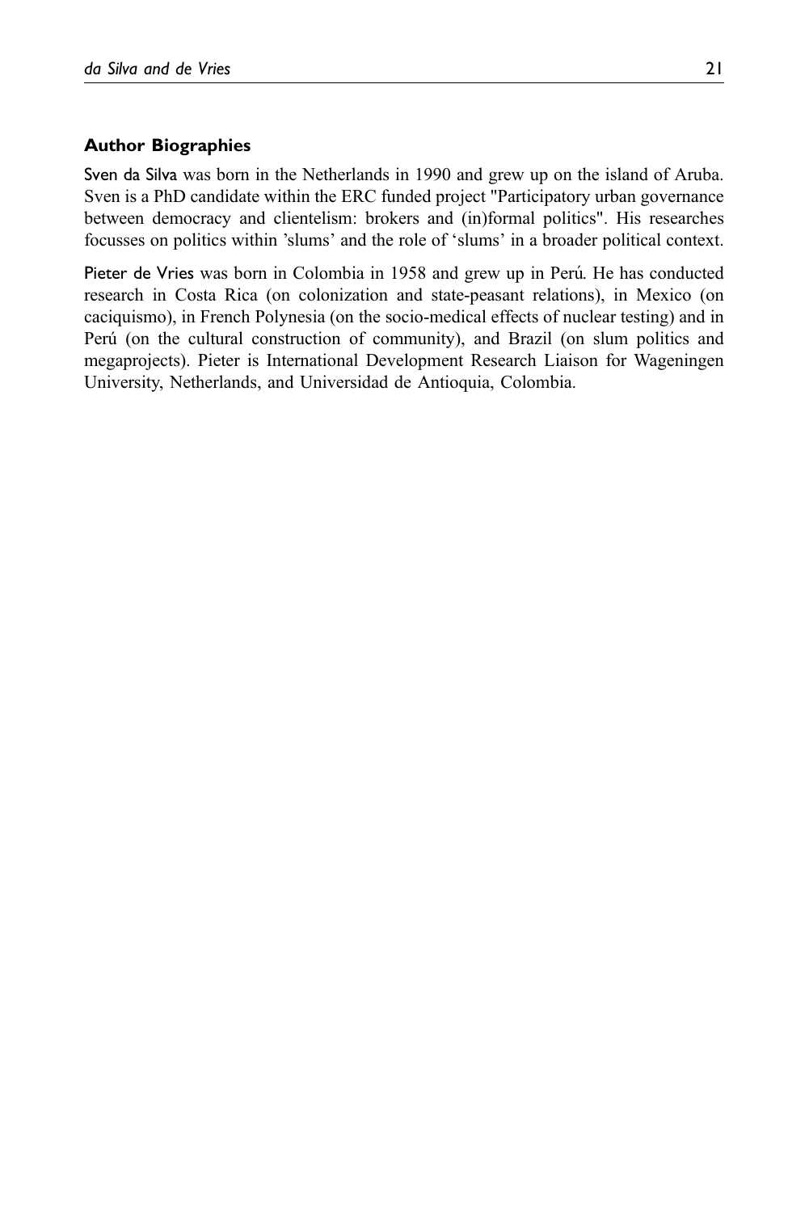### Author Biographies

Sven da Silva was born in the Netherlands in 1990 and grew up on the island of Aruba. Sven is a PhD candidate within the ERC funded project "Participatory urban governance between democracy and clientelism: brokers and (in)formal politics". His researches focusses on politics within 'slums' and the role of 'slums' in a broader political context.

Pieter de Vries was born in Colombia in 1958 and grew up in Perú. He has conducted research in Costa Rica (on colonization and state-peasant relations), in Mexico (on caciquismo), in French Polynesia (on the socio-medical effects of nuclear testing) and in Perú (on the cultural construction of community), and Brazil (on slum politics and megaprojects). Pieter is International Development Research Liaison for Wageningen University, Netherlands, and Universidad de Antioquia, Colombia.